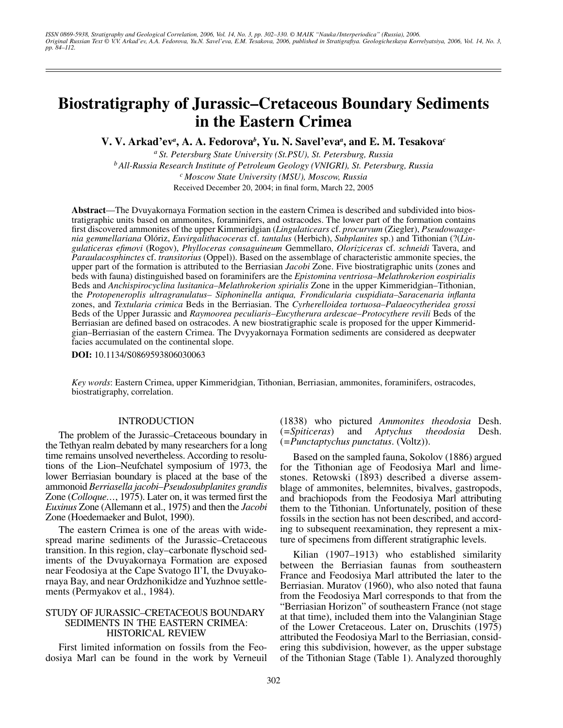ISSN 0869-5938, Stratigraphy and Geological Correlation, 2006, Vol. 14, No. 3, pp. 302–330. © MAIK "Nauka/Interperiodica" (Russia), 2006.
Original Russian Text © V.V. Arkad'ev, A.A. Fedorova, Yu.N. Savel'eva, E.M. Tesakova, 2006, published in Stratigrafiya. Geologicheskaya Korrelyatsiya, 2006, Vol. 14, No. 3, pp. 84–112.

# Biostratigraphy of Jurassic–Cretaceous Boundary Sediments in the Eastern Crimea

**V. V. Arkad'ev[a], A. A. Fedorova[b], Yu. N. Savel'eva[a], and E. M. Tesakova[c]**

[a] *St. Petersburg State University (St.PSU), St. Petersburg, Russia*
[b] *All-Russia Research Institute of Petroleum Geology (VNIGRI), St. Petersburg, Russia*
[c] *Moscow State University (MSU), Moscow, Russia*

Received December 20, 2004; in final form, March 22, 2005

**Abstract**—The Dvuyakornaya Formation section in the eastern Crimea is described and subdivided into biostratigraphic units based on ammonites, foraminifers, and ostracodes. The lower part of the formation contains first discovered ammonites of the upper Kimmeridgian (*Lingulaticears* cf. *procurvum* (Ziegler), *Pseudowaagenia gemmellariana* Olóriz, *Euvirgalithacoceras* cf. *tantalus* (Herbich), *Subplanites* sp.) and Tithonian (?(*Lingulaticeras efimovi* (Rogov), *Phylloceras consaguineum* Gemmellaro, *Oloriziceras* cf. *schneidi* Tavera, and *Paraulacosphinctes* cf. *transitorius* (Oppel)). Based on the assemblage of characteristic ammonite species, the upper part of the formation is attributed to the Berriasian *Jacobi* Zone. Five biostratigraphic units (zones and beds with fauna) distinguished based on foraminifers are the *Epistomina ventriosa–Melathrokerion eospirialis* Beds and *Anchispirocyclina lusitanica–Melathrokerion spirialis* Zone in the upper Kimmeridgian–Tithonian, the *Protopeneroplis ultragranulatus– Siphoninella antiqua, Frondicularia cuspidiata–Saracenaria inflanta* zones, and *Textularia crimica* Beds in the Berriasian. The *Cyrherelloidea tortuosa–Palaeocytheridea grossi* Beds of the Upper Jurassic and *Raymoorea peculiaris–Eucytherura ardescae–Protocythere revili* Beds of the Berriasian are defined based on ostracodes. A new biostratigraphic scale is proposed for the upper Kimmeridgian–Berriasian of the eastern Crimea. The Dvyyakornaya Formation sediments are considered as deepwater facies accumulated on the continental slope.

**DOI:** 10.1134/S0869593806030063

*Key words*: Eastern Crimea, upper Kimmeridgian, Tithonian, Berriasian, ammonites, foraminifers, ostracodes, biostratigraphy, correlation.

## INTRODUCTION

The problem of the Jurassic–Cretaceous boundary in the Tethyan realm debated by many researchers for a long time remains unsolved nevertheless. According to resolutions of the Lion–Neufchatel symposium of 1973, the lower Berriasian boundary is placed at the base of the ammonoid *Berriasella jacobi–Pseudosubplanites grandis* Zone (*Colloque*..., 1975). Later on, it was termed first the *Euxinus* Zone (Allemann et al., 1975) and then the *Jacobi* Zone (Hoedemaeker and Bulot, 1990).

The eastern Crimea is one of the areas with widespread marine sediments of the Jurassic–Cretaceous transition. In this region, clay–carbonate flyschoid sediments of the Dvuyakornaya Formation are exposed near Feodosiya at the Cape Svatogo Il'I, the Dvuyakornaya Bay, and near Ordzhonikidze and Yuzhnoe settlements (Permyakov et al., 1984).

## STUDY OF JURASSIC–CRETACEOUS BOUNDARY SEDIMENTS IN THE EASTERN CRIMEA: HISTORICAL REVIEW

First limited information on fossils from the Feodosiya Marl can be found in the work by Verneuil (1838) who pictured *Ammonites theodosia* Desh. (=*Spiticeras*) and *Aptychus theodosia* Desh. (=*Punctaptychus punctatus*. (Voltz)).

Based on the sampled fauna, Sokolov (1886) argued for the Tithonian age of Feodosiya Marl and limestones. Retowski (1893) described a diverse assemblage of ammonites, belemnites, bivalves, gastropods, and brachiopods from the Feodosiya Marl attributing them to the Tithonian. Unfortunately, position of these fossils in the section has not been described, and according to subsequent reexamination, they represent a mixture of specimens from different stratigraphic levels.

Kilian (1907–1913) who established similarity between the Berriasian faunas from southeastern France and Feodosiya Marl attributed the later to the Berriasian. Muratov (1960), who also noted that fauna from the Feodosiya Marl corresponds to that from the "Berriasian Horizon" of southeastern France (not stage at that time), included them into the Valanginian Stage of the Lower Cretaceous. Later on, Druschits (1975) attributed the Feodosiya Marl to the Berriasian, considering this subdivision, however, as the upper substage of the Tithonian Stage (Table 1). Analyzed thoroughly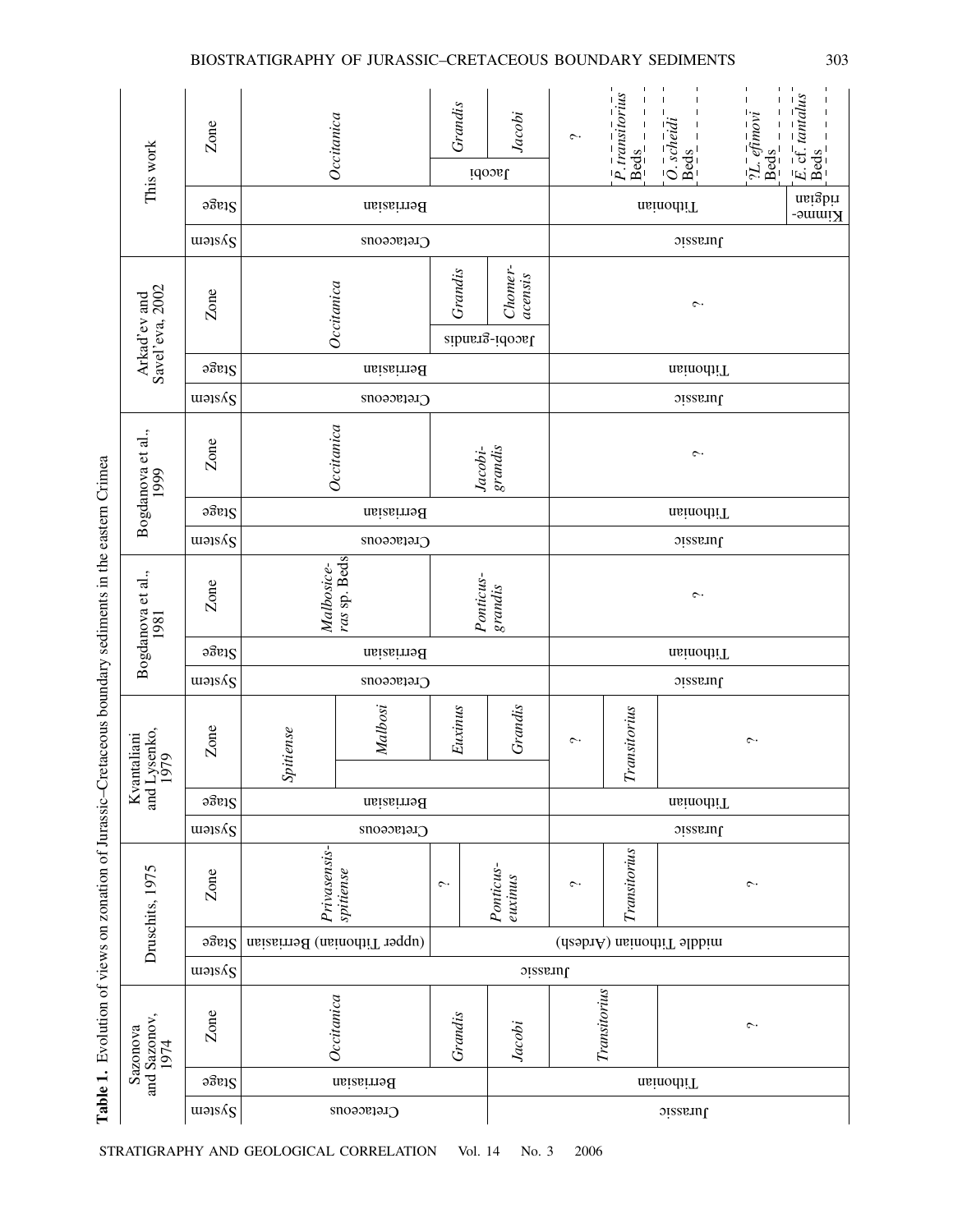**Table 1.** Evolution of views on zonation of Jurassic–Cretaceous boundary sediments in the eastern Crimea

| Sazonova and Sazonov, 1974 | | | Druschits, 1975 | | | Kvantaliani and Lysenko, 1979 | | | Bogdanova et al., 1981 | | | Bogdanova et al., 1999 | | | Arkad'ev and Savel'eva, 2002 | | | This work | | |
|---|---|---|---|---|---|---|---|---|---|---|---|---|---|---|---|---|---|---|---|---|
| System | Stage | Zone | System | Stage | Zone | System | Stage | Zone | System | Stage | Zone | System | Stage | Zone | System | Stage | Zone | System | Stage | Zone |
| Cretaceous | Berriasian | *Occitanica* | Jurassic | (upper Tithonian) Berriasian | *Privasensis-spitiense* | Cretaceous | Berriasian | *Spitiense* | Cretaceous | Berriasian | *Malbosiceras* sp. Beds | Cretaceous | Berriasian | *Occitanica* | Cretaceous | Berriasian | *Occitanica* | Cretaceous | Berriasian | *Occitanica* |
| Cretaceous | Berriasian | *Occitanica* | Jurassic | (upper Tithonian) Berriasian | *Privasensis-spitiense* | Cretaceous | Berriasian | *Malbosi* | Cretaceous | Berriasian | *Malbosiceras* sp. Beds | Cretaceous | Berriasian | *Occitanica* | Cretaceous | Berriasian | *Occitanica* | Cretaceous | Berriasian | *Occitanica* |
| Cretaceous | Berriasian | *Grandis* | Jurassic | middle Tithonian (Ardesh) | ? | Cretaceous | Berriasian | *Euxinus* | Cretaceous | Berriasian | *Ponticus-grandis* | Cretaceous | Berriasian | *Jacobi-grandis* | Cretaceous | Berriasian | Jacobi-grandis: *Grandis* | Cretaceous | Berriasian | Jacobi: *Grandis* |
| Jurassic | Tithonian | *Jacobi* | Jurassic | middle Tithonian (Ardesh) | *Ponticus-euxinus* | Cretaceous | Berriasian | *Grandis* | Cretaceous | Berriasian | *Ponticus-grandis* | Cretaceous | Berriasian | *Jacobi-grandis* | Cretaceous | Berriasian | Jacobi-grandis: *Chomeracensis* | Cretaceous | Berriasian | Jacobi: *Jacobi* |
| Jurassic | Tithonian | *Transitorius* | Jurassic | middle Tithonian (Ardesh) | ? | Jurassic | Tithonian | ? | Jurassic | Tithonian | ? | Jurassic | Tithonian | ? | Jurassic | Tithonian | ? | Jurassic | Tithonian | ? |
| Jurassic | Tithonian | *Transitorius* | Jurassic | middle Tithonian (Ardesh) | *Transitorius* | Jurassic | Tithonian | *Transitorius* | Jurassic | Tithonian | ? | Jurassic | Tithonian | ? | Jurassic | Tithonian | ? | Jurassic | Tithonian | *P. transitorius* Beds |
| Jurassic | Tithonian | ? | Jurassic | middle Tithonian (Ardesh) | ? | Jurassic | Tithonian | ? | Jurassic | Tithonian | ? | Jurassic | Tithonian | ? | Jurassic | Tithonian | ? | Jurassic | Tithonian | *O. scheidi* Beds |
| Jurassic | Tithonian | ? | Jurassic | middle Tithonian (Ardesh) | ? | Jurassic | Tithonian | ? | Jurassic | Tithonian | ? | Jurassic | Tithonian | ? | Jurassic | Tithonian | ? | Jurassic | Tithonian | *?L. efimovi* Beds |
| Jurassic | Tithonian | ? | Jurassic | middle Tithonian (Ardesh) | ? | Jurassic | Tithonian | ? | Jurassic | Tithonian | ? | Jurassic | Tithonian | ? | Jurassic | Tithonian | ? | Jurassic | Kimmeridgian | *E.* cf. *tantalus* Beds |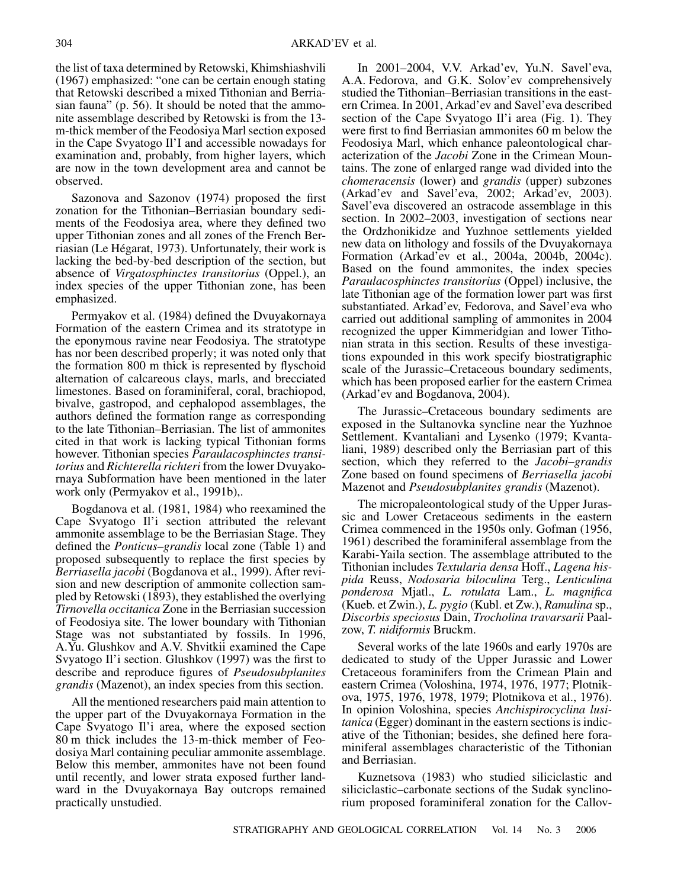the list of taxa determined by Retowski, Khimshiashvili (1967) emphasized: "one can be certain enough stating that Retowski described a mixed Tithonian and Berriasian fauna" (p. 56). It should be noted that the ammonite assemblage described by Retowski is from the 13-m-thick member of the Feodosiya Marl section exposed in the Cape Svyatogo Il'I and accessible nowadays for examination and, probably, from higher layers, which are now in the town development area and cannot be observed.

Sazonova and Sazonov (1974) proposed the first zonation for the Tithonian–Berriasian boundary sediments of the Feodosiya area, where they defined two upper Tithonian zones and all zones of the French Berriasian (Le Hégarat, 1973). Unfortunately, their work is lacking the bed-by-bed description of the section, but absence of *Virgatosphinctes transitorius* (Oppel.), an index species of the upper Tithonian zone, has been emphasized.

Permyakov et al. (1984) defined the Dvuyakornaya Formation of the eastern Crimea and its stratotype in the eponymous ravine near Feodosiya. The stratotype has nor been described properly; it was noted only that the formation 800 m thick is represented by flyschoid alternation of calcareous clays, marls, and brecciated limestones. Based on foraminiferal, coral, brachiopod, bivalve, gastropod, and cephalopod assemblages, the authors defined the formation range as corresponding to the late Tithonian–Berriasian. The list of ammonites cited in that work is lacking typical Tithonian forms however. Tithonian species *Paraulacosphinctes transitorius* and *Richterella richteri* from the lower Dvuyakornaya Subformation have been mentioned in the later work only (Permyakov et al., 1991b),.

Bogdanova et al. (1981, 1984) who reexamined the Cape Svyatogo Il'i section attributed the relevant ammonite assemblage to be the Berriasian Stage. They defined the *Ponticus–grandis* local zone (Table 1) and proposed subsequently to replace the first species by *Berriasella jacobi* (Bogdanova et al., 1999). After revision and new description of ammonite collection sampled by Retowski (1893), they established the overlying *Tirnovella occitanica* Zone in the Berriasian succession of Feodosiya site. The lower boundary with Tithonian Stage was not substantiated by fossils. In 1996, A.Yu. Glushkov and A.V. Shvitkii examined the Cape Svyatogo Il'i section. Glushkov (1997) was the first to describe and reproduce figures of *Pseudosubplanites grandis* (Mazenot), an index species from this section.

All the mentioned researchers paid main attention to the upper part of the Dvuyakornaya Formation in the Cape Svyatogo Il'i area, where the exposed section 80 m thick includes the 13-m-thick member of Feodosiya Marl containing peculiar ammonite assemblage. Below this member, ammonites have not been found until recently, and lower strata exposed further landward in the Dvuyakornaya Bay outcrops remained practically unstudied.

In 2001–2004, V.V. Arkad'ev, Yu.N. Savel'eva, A.A. Fedorova, and G.K. Solov'ev comprehensively studied the Tithonian–Berriasian transitions in the eastern Crimea. In 2001, Arkad'ev and Savel'eva described section of the Cape Svyatogo Il'i area (Fig. 1). They were first to find Berriasian ammonites 60 m below the Feodosiya Marl, which enhance paleontological characterization of the *Jacobi* Zone in the Crimean Mountains. The zone of enlarged range wad divided into the *chomeracensis* (lower) and *grandis* (upper) subzones (Arkad'ev and Savel'eva, 2002; Arkad'ev, 2003). Savel'eva discovered an ostracode assemblage in this section. In 2002–2003, investigation of sections near the Ordzhonikidze and Yuzhnoe settlements yielded new data on lithology and fossils of the Dvuyakornaya Formation (Arkad'ev et al., 2004a, 2004b, 2004c). Based on the found ammonites, the index species *Paraulacosphinctes transitorius* (Oppel) inclusive, the late Tithonian age of the formation lower part was first substantiated. Arkad'ev, Fedorova, and Savel'eva who carried out additional sampling of ammonites in 2004 recognized the upper Kimmeridgian and lower Tithonian strata in this section. Results of these investigations expounded in this work specify biostratigraphic scale of the Jurassic–Cretaceous boundary sediments, which has been proposed earlier for the eastern Crimea (Arkad'ev and Bogdanova, 2004).

The Jurassic–Cretaceous boundary sediments are exposed in the Sultanovka syncline near the Yuzhnoe Settlement. Kvantaliani and Lysenko (1979; Kvantaliani, 1989) described only the Berriasian part of this section, which they referred to the *Jacobi–grandis* Zone based on found specimens of *Berriasella jacobi* Mazenot and *Pseudosubplanites grandis* (Mazenot).

The micropaleontological study of the Upper Jurassic and Lower Cretaceous sediments in the eastern Crimea commenced in the 1950s only. Gofman (1956, 1961) described the foraminiferal assemblage from the Karabi-Yaila section. The assemblage attributed to the Tithonian includes *Textularia densa* Hoff., *Lagena hispida* Reuss, *Nodosaria biloculina* Terg., *Lenticulina ponderosa* Mjatl., *L. rotulata* Lam., *L. magnifica* (Kueb. et Zwin.), *L. pygio* (Kubl. et Zw.), *Ramulina* sp., *Discorbis speciosus* Dain, *Trocholina travarsarii* Paalzow, *T. nidiformis* Bruckm.

Several works of the late 1960s and early 1970s are dedicated to study of the Upper Jurassic and Lower Cretaceous foraminifers from the Crimean Plain and eastern Crimea (Voloshina, 1974, 1976, 1977; Plotnikova, 1975, 1976, 1978, 1979; Plotnikova et al., 1976). In opinion Voloshina, species *Anchispirocyclina lusitanica* (Egger) dominant in the eastern sections is indicative of the Tithonian; besides, she defined here foraminiferal assemblages characteristic of the Tithonian and Berriasian.

Kuznetsova (1983) who studied siliciclastic and siliciclastic–carbonate sections of the Sudak synclinorium proposed foraminiferal zonation for the Callov-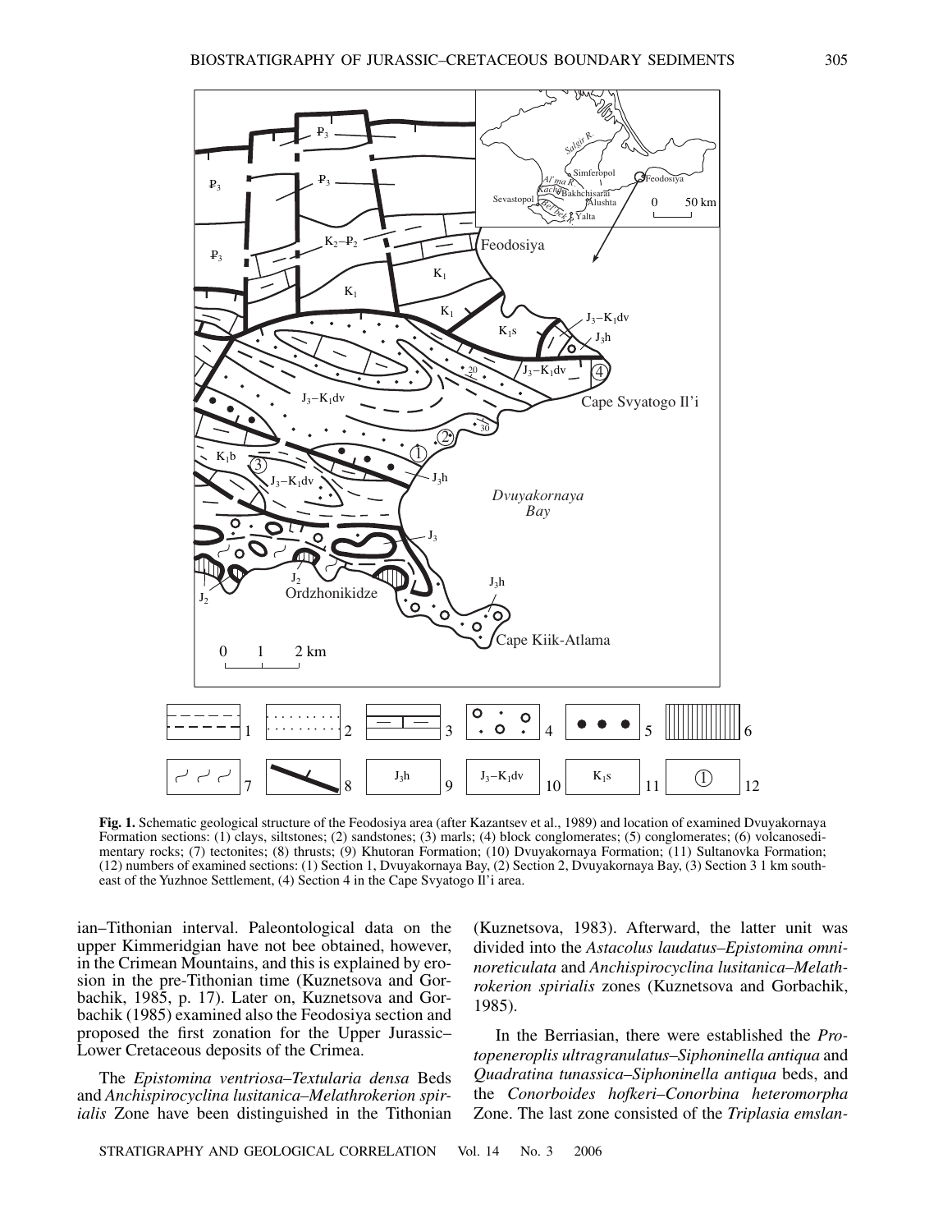**Fig. 1.** Schematic geological structure of the Feodosiya area (after Kazantsev et al., 1989) and location of examined Dvuyakornaya Formation sections: (1) clays, siltstones; (2) sandstones; (3) marls; (4) block conglomerates; (5) conglomerates; (6) volcanosedimentary rocks; (7) tectonites; (8) thrusts; (9) Khutoran Formation; (10) Dvuyakornaya Formation; (11) Sultanovka Formation; (12) numbers of examined sections: (1) Section 1, Dvuyakornaya Bay, (2) Section 2, Dvuyakornaya Bay, (3) Section 3 1 km southeast of the Yuzhnoe Settlement, (4) Section 4 in the Cape Svyatogo Il'i area.

ian–Tithonian interval. Paleontological data on the upper Kimmeridgian have not bee obtained, however, in the Crimean Mountains, and this is explained by erosion in the pre-Tithonian time (Kuznetsova and Gorbachik, 1985, p. 17). Later on, Kuznetsova and Gorbachik (1985) examined also the Feodosiya section and proposed the first zonation for the Upper Jurassic–Lower Cretaceous deposits of the Crimea.

The *Epistomina ventriosa–Textularia densa* Beds and *Anchispirocyclina lusitanica–Melathrokerion spirialis* Zone have been distinguished in the Tithonian (Kuznetsova, 1983). Afterward, the latter unit was divided into the *Astacolus laudatus–Epistomina omninoreticulata* and *Anchispirocyclina lusitanica–Melathrokerion spirialis* zones (Kuznetsova and Gorbachik, 1985).

In the Berriasian, there were established the *Protopeneroplis ultragranulatus–Siphoninella antiqua* and *Quadratina tunassica–Siphoninella antiqua* beds, and the *Conorboides hofkeri–Conorbina heteromorpha* Zone. The last zone consisted of the *Triplasia emslan-*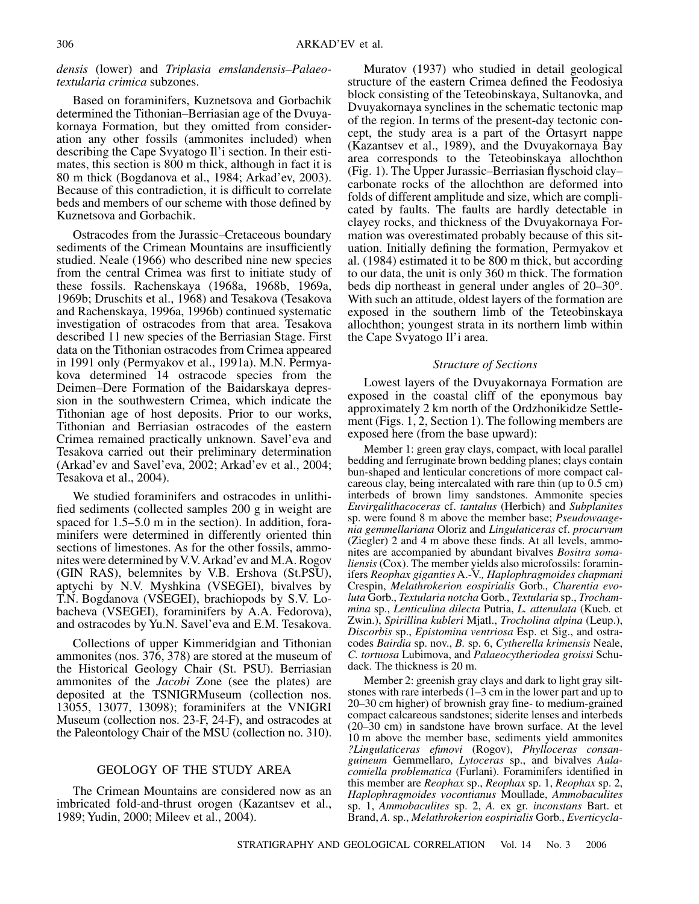*densis* (lower) and *Triplasia emslandensis–Palaeotextularia crimica* subzones.

Based on foraminifers, Kuznetsova and Gorbachik determined the Tithonian–Berriasian age of the Dvuyakornaya Formation, but they omitted from consideration any other fossils (ammonites included) when describing the Cape Svyatogo Il'i section. In their estimates, this section is 800 m thick, although in fact it is 80 m thick (Bogdanova et al., 1984; Arkad'ev, 2003). Because of this contradiction, it is difficult to correlate beds and members of our scheme with those defined by Kuznetsova and Gorbachik.

Ostracodes from the Jurassic–Cretaceous boundary sediments of the Crimean Mountains are insufficiently studied. Neale (1966) who described nine new species from the central Crimea was first to initiate study of these fossils. Rachenskaya (1968a, 1968b, 1969a, 1969b; Druschits et al., 1968) and Tesakova (Tesakova and Rachenskaya, 1996a, 1996b) continued systematic investigation of ostracodes from that area. Tesakova described 11 new species of the Berriasian Stage. First data on the Tithonian ostracodes from Crimea appeared in 1991 only (Permyakov et al., 1991a). M.N. Permyakova determined 14 ostracode species from the Deimen–Dere Formation of the Baidarskaya depression in the southwestern Crimea, which indicate the Tithonian age of host deposits. Prior to our works, Tithonian and Berriasian ostracodes of the eastern Crimea remained practically unknown. Savel'eva and Tesakova carried out their preliminary determination (Arkad'ev and Savel'eva, 2002; Arkad'ev et al., 2004; Tesakova et al., 2004).

We studied foraminifers and ostracodes in unlithified sediments (collected samples 200 g in weight are spaced for 1.5–5.0 m in the section). In addition, foraminifers were determined in differently oriented thin sections of limestones. As for the other fossils, ammonites were determined by V.V. Arkad'ev and M.A. Rogov (GIN RAS), belemnites by V.B. Ershova (St.PSU), aptychi by N.V. Myshkina (VSEGEI), bivalves by T.N. Bogdanova (VSEGEI), brachiopods by S.V. Lobacheva (VSEGEI), foraminifers by A.A. Fedorova), and ostracodes by Yu.N. Savel'eva and E.M. Tesakova.

Collections of upper Kimmeridgian and Tithonian ammonites (nos. 376, 378) are stored at the museum of the Historical Geology Chair (St. PSU). Berriasian ammonites of the *Jacobi* Zone (see the plates) are deposited at the TSNIGRMuseum (collection nos. 13055, 13077, 13098); foraminifers at the VNIGRI Museum (collection nos. 23-F, 24-F), and ostracodes at the Paleontology Chair of the MSU (collection no. 310).

## GEOLOGY OF THE STUDY AREA

The Crimean Mountains are considered now as an imbricated fold-and-thrust orogen (Kazantsev et al., 1989; Yudin, 2000; Mileev et al., 2004).

Muratov (1937) who studied in detail geological structure of the eastern Crimea defined the Feodosiya block consisting of the Teteobinskaya, Sultanovka, and Dvuyakornaya synclines in the schematic tectonic map of the region. In terms of the present-day tectonic concept, the study area is a part of the Ortasyrt nappe (Kazantsev et al., 1989), and the Dvuyakornaya Bay area corresponds to the Teteobinskaya allochthon (Fig. 1). The Upper Jurassic–Berriasian flyschoid clay–carbonate rocks of the allochthon are deformed into folds of different amplitude and size, which are complicated by faults. The faults are hardly detectable in clayey rocks, and thickness of the Dvuyakornaya Formation was overestimated probably because of this situation. Initially defining the formation, Permyakov et al. (1984) estimated it to be 800 m thick, but according to our data, the unit is only 360 m thick. The formation beds dip northeast in general under angles of 20–30°. With such an attitude, oldest layers of the formation are exposed in the southern limb of the Teteobinskaya allochthon; youngest strata in its northern limb within the Cape Svyatogo Il'i area.

### *Structure of Sections*

Lowest layers of the Dvuyakornaya Formation are exposed in the coastal cliff of the eponymous bay approximately 2 km north of the Ordzhonikidze Settlement (Figs. 1, 2, Section 1). The following members are exposed here (from the base upward):

Member 1: green gray clays, compact, with local parallel bedding and ferruginate brown bedding planes; clays contain bun-shaped and lenticular concretions of more compact calcareous clay, being intercalated with rare thin (up to 0.5 cm) interbeds of brown limy sandstones. Ammonite species *Euvirgalithacoceras* cf. *tantalus* (Herbich) and *Subplanites* sp. were found 8 m above the member base; *Pseudowaagenia gemmellariana* Oloriz and *Lingulaticeras* cf. *procurvum* (Ziegler) 2 and 4 m above these finds. At all levels, ammonites are accompanied by abundant bivalves *Bositra somaliensis* (Cox). The member yields also microfossils: foraminifers *Reophax giganties* A.-V.*, Haplophragmoides chapmani* Crespin, *Melathrokerion eospirialis* Gorb., *Charentia evoluta* Gorb., *Textularia notcha* Gorb., *Textularia* sp., *Trochammina* sp., *Lenticulina dilecta* Putria, *L. attenulata* (Kueb. et Zwin.), *Spirillina kubleri* Mjatl., *Trocholina alpina* (Leup.), *Discorbis* sp., *Epistomina ventriosa* Esp. et Sig., and ostracodes *Bairdia* sp. nov., *B.* sp. 6, *Cytherella krimensis* Neale, *C. tortuosa* Lubimova, and *Palaeocytheriodea groissi* Schudack. The thickness is 20 m.

Member 2: greenish gray clays and dark to light gray siltstones with rare interbeds (1–3 cm in the lower part and up to 20–30 cm higher) of brownish gray fine- to medium-grained compact calcareous sandstones; siderite lenses and interbeds (20–30 cm) in sandstone have brown surface. At the level 10 m above the member base, sediments yield ammonites *?Lingulaticeras efimovi* (Rogov), *Phylloceras consanguineum* Gemmellaro, *Lytoceras* sp., and bivalves *Aulacomiella problematica* (Furlani). Foraminifers identified in this member are *Reophax* sp., *Reophax* sp. 1, *Reophax* sp. 2, *Haplophragmoides vocontianus* Moullade, *Ammobaculites* sp. 1, *Ammobaculites* sp. 2, *A.* ex gr. *inconstans* Bart. et Brand, *A.* sp., *Melathrokerion eospirialis* Gorb., *Everticycla-*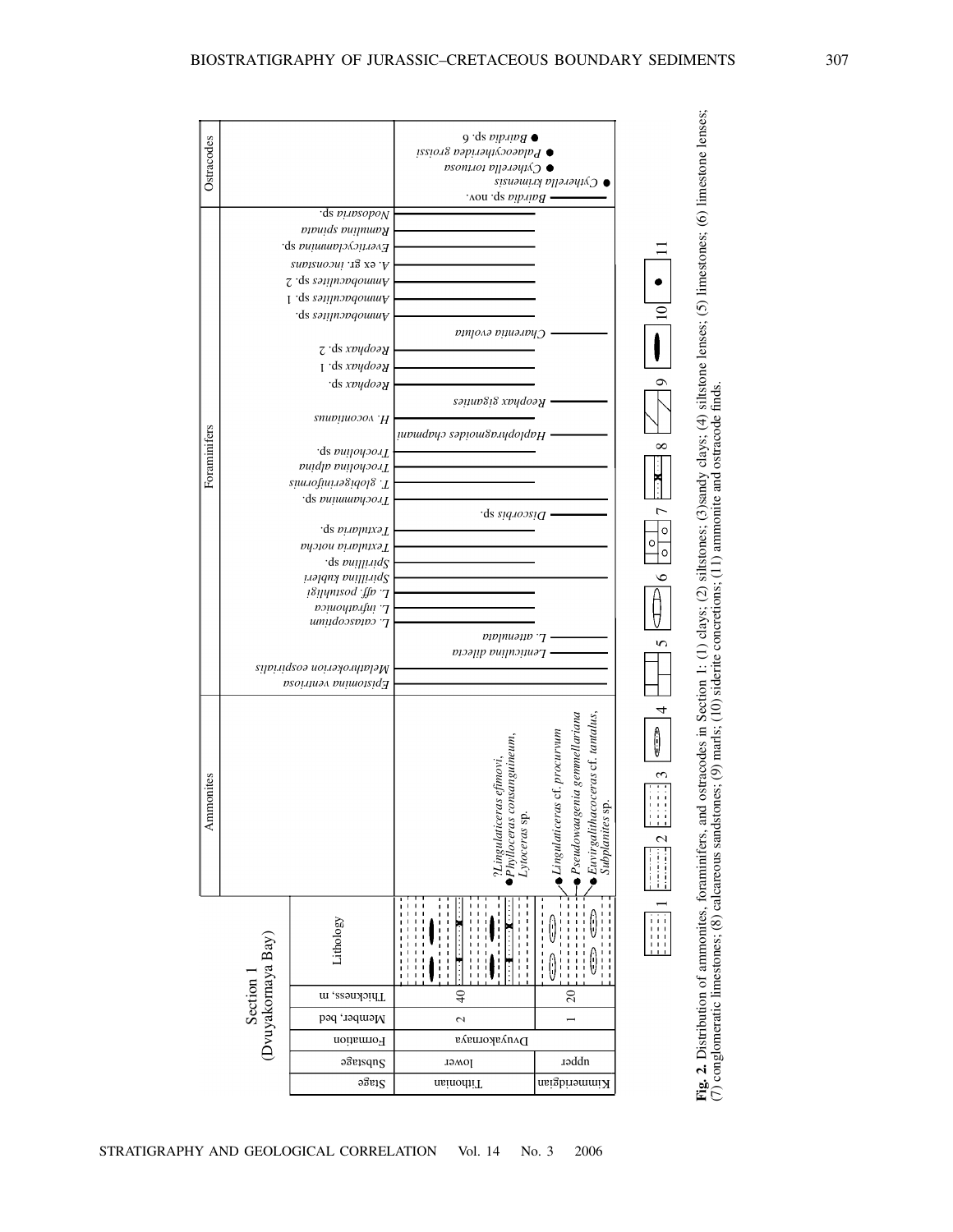| Stage | Substage | Formation | Member, bed | Thickness, m | Lithology | Ammonites |
|---|---|---|---|---|---|---|
| Tithonian | lower | Dvuyakornaya | 2 | 40 | | ?*Lingulaticeras efimovi*, *Phylloceras consanguineum*, *Lytoceras* sp. |
| Kimmeridgian | upper | Dvuyakornaya | 1 | 20 | | *Lingulaticeras* cf. *procurvum*, *Pseudowaagenia gemmellariana*, *Euvirgalithacoceras* cf. *tantalus*, *Subplanites* sp. |

Section 1 (Dvuyakornaya Bay)

**Foraminifers:** *Epistomina ventriosa*, *Melathrokerion eospirialis*, *Lenticulina dilecta*, *L. attenulata*, *L. catascopium*, *L. infrafionica*, *L.* aff. *postulligi*, *Spirillina kubleri*, *Spirillina* sp., *Textularia notcha*, *Textularia* sp., *Discorbis* sp., *Trochammina* sp., *T. globigeriniformis*, *Trocholina alpina*, *Trocholina* sp., *Haplophragmoides chapmani*, *H. vocontianus*, *Reophax gigantes*, *Reophax* sp., *Reophax* sp. 1, *Reophax* sp. 2, *Charentia evoluta*, *Ammobaculites* sp., *Ammobaculites* sp. 1, *Ammobaculites* sp. 2, *A.* ex gr. *inconstans*, *Everticyclammina* sp., *Ramulina spinata*, *Nodosaria* sp.

**Ostracodes:** *Bairdia* sp. nov., *Cytherella krimensis*, *Cytherella tortuosa*, *Palaeocytheridea groissi*, *Bairdia* sp. 6

**Fig. 2.** Distribution of ammonites, foraminifers, and ostracodes in Section 1: (1) clays; (2) siltstones; (3) sandy clays; (4) siltstone lenses; (5) limestones; (6) limestone lenses; (7) conglomeratic limestones; (8) calcareous sandstones; (9) marls; (10) siderite concretions; (11) ammonite and ostracode finds.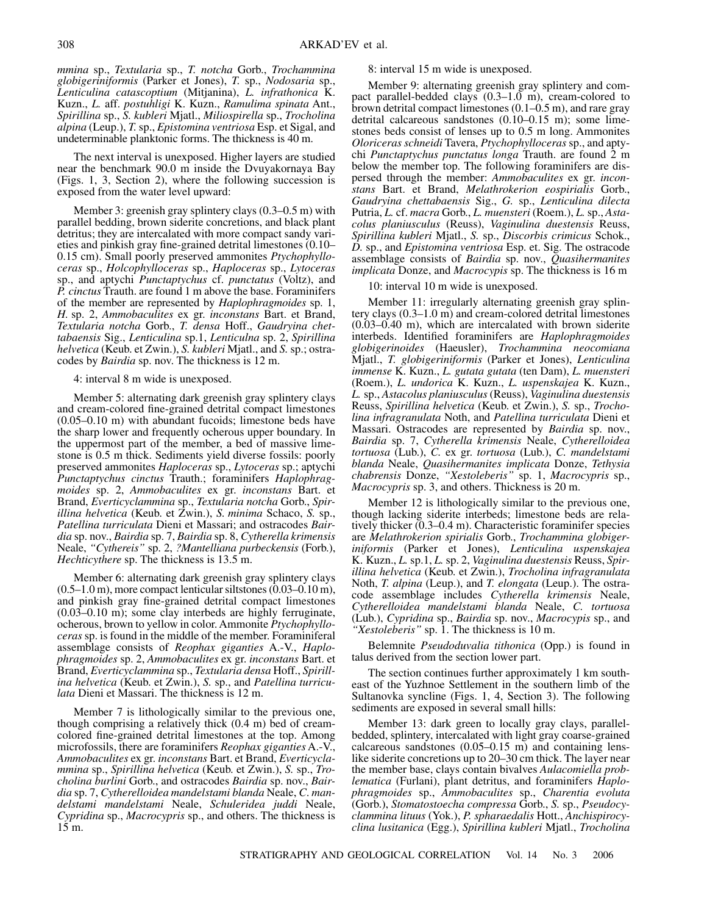*mmina* sp., *Textularia* sp., *T. notcha* Gorb., *Trochammina globigeriniformis* (Parker et Jones), *T.* sp., *Nodosaria* sp., *Lenticulina catascoptium* (Mitjanina), *L. infrathonica* K. Kuzn., *L.* aff. *postuhligi* K. Kuzn., *Ramulima spinata* Ant., *Spirillina* sp., *S. kubleri* Mjatl., *Miliospirella* sp., *Trocholina alpina* (Leup.), *T.* sp., *Epistomina ventriosa* Esp. et Sigal, and undeterminable planktonic forms. The thickness is 40 m.

The next interval is unexposed. Higher layers are studied near the benchmark 90.0 m inside the Dvuyakornaya Bay (Figs. 1, 3, Section 2), where the following succession is exposed from the water level upward:

Member 3: greenish gray splintery clays (0.3–0.5 m) with parallel bedding, brown siderite concretions, and black plant detritus; they are intercalated with more compact sandy varieties and pinkish gray fine-grained detrital limestones (0.10–0.15 cm). Small poorly preserved ammonites *Ptychophylloceras* sp., *Holcophylloceras* sp., *Haploceras* sp., *Lytoceras* sp., and aptychi *Punctaptychus* cf. *punctatus* (Voltz), and *P. cinctus* Trauth. are found 1 m above the base. Foraminifers of the member are represented by *Haplophragmoides* sp. 1, *H.* sp. 2, *Ammobaculites* ex gr. *inconstans* Bart. et Brand, *Textularia notcha* Gorb., *T. densa* Hoff., *Gaudryina chettabaensis* Sig., *Lenticulina* sp.1, *Lenticulna* sp. 2, *Spirillina helvetica* (Keub. et Zwin.), *S. kubleri* Mjatl., and *S.* sp.; ostracodes by *Bairdia* sp. nov. The thickness is 12 m.

4: interval 8 m wide is unexposed.

Member 5: alternating dark greenish gray splintery clays and cream-colored fine-grained detrital compact limestones (0.05–0.10 m) with abundant fucoids; limestone beds have the sharp lower and frequently ocherous upper boundary. In the uppermost part of the member, a bed of massive limestone is 0.5 m thick. Sediments yield diverse fossils: poorly preserved ammonites *Haploceras* sp., *Lytoceras* sp.; aptychi *Punctaptychus cinctus* Trauth.; foraminifers *Haplophragmoides* sp. 2, *Ammobaculites* ex gr. *inconstans* Bart. et Brand, *Everticyclammina* sp., *Textularia notcha* Gorb., *Spirillina helvetica* (Keub. et Zwin.), *S. minima* Schaco, *S.* sp., *Patellina turriculata* Dieni et Massari; and ostracodes *Bairdia* sp. nov., *Bairdia* sp. 7, *Bairdia* sp. 8, *Cytherella krimensis* Neale, *"Cythereis"* sp. 2, *?Mantelliana purbeckensis* (Forb.), *Hechticythere* sp. The thickness is 13.5 m.

Member 6: alternating dark greenish gray splintery clays (0.5–1.0 m), more compact lenticular siltstones (0.03–0.10 m), and pinkish gray fine-grained detrital compact limestones (0.03–0.10 m); some clay interbeds are highly ferruginate, ocherous, brown to yellow in color. Ammonite *Ptychophylloceras* sp. is found in the middle of the member. Foraminiferal assemblage consists of *Reophax giganties* A.-V., *Haplophragmoides* sp. 2, *Ammobaculites* ex gr. *inconstans* Bart. et Brand, *Everticyclammina* sp., *Textularia densa* Hoff., *Spirillina helvetica* (Keub. et Zwin.), *S.* sp., and *Patellina turriculata* Dieni et Massari. The thickness is 12 m.

Member 7 is lithologically similar to the previous one, though comprising a relatively thick (0.4 m) bed of cream-colored fine-grained detrital limestones at the top. Among microfossils, there are foraminifers *Reophax giganties* A.-V., *Ammobaculites* ex gr. *inconstans* Bart. et Brand, *Everticyclammina* sp., *Spirillina helvetica* (Keub. et Zwin.), *S.* sp., *Trocholina burlini* Gorb., and ostracodes *Bairdia* sp. nov., *Bairdia* sp. 7, *Cytherelloidea mandelstami blanda* Neale, *C. mandelstami mandelstami* Neale, *Schuleridea juddi* Neale, *Cypridina* sp., *Macrocypris* sp., and others. The thickness is 15 m.

8: interval 15 m wide is unexposed.

Member 9: alternating greenish gray splintery and compact parallel-bedded clays (0.3–1.0 m), cream-colored to brown detrital compact limestones (0.1–0.5 m), and rare gray detrital calcareous sandstones (0.10–0.15 m); some limestones beds consist of lenses up to 0.5 m long. Ammonites *Oloriceras schneidi* Tavera, *Ptychophylloceras* sp., and aptychi *Punctaptychus punctatus longa* Trauth. are found 2 m below the member top. The following foraminifers are dispersed through the member: *Ammobaculites* ex gr. *inconstans* Bart. et Brand, *Melathrokerion eospirialis* Gorb., *Gaudryina chettabaensis* Sig., *G.* sp., *Lenticulina dilecta* Putria, *L.* cf. *macra* Gorb., *L. muensteri* (Roem.), *L.* sp., *Astacolus planiusculus* (Reuss), *Vaginulina duestensis* Reuss, *Spirillina kubleri* Mjatl., *S.* sp., *Discorbis crimicus* Schok., *D.* sp., and *Epistomina ventriosa* Esp. et. Sig. The ostracode assemblage consists of *Bairdia* sp. nov., *Quasihermanites implicata* Donze, and *Macrocypis* sp. The thickness is 16 m

10: interval 10 m wide is unexposed.

Member 11: irregularly alternating greenish gray splintery clays (0.3–1.0 m) and cream-colored detrital limestones (0.03–0.40 m), which are intercalated with brown siderite interbeds. Identified foraminifers are *Haplophragmoides globigerinoides* (Haeusler), *Trochammina neocomiana* Mjatl., *T. globigeriniformis* (Parker et Jones), *Lenticulina immense* K. Kuzn., *L. gutata gutata* (ten Dam), *L. muensteri* (Roem.), *L. undorica* K. Kuzn., *L. uspenskajea* K. Kuzn., *L.* sp., *Astacolus planiusculus* (Reuss), *Vaginulina duestensis* Reuss, *Spirillina helvetica* (Keub. et Zwin.), *S.* sp., *Trocholina infragranulata* Noth, and *Patellina turriculata* Dieni et Massari. Ostracodes are represented by *Bairdia* sp. nov., *Bairdia* sp. 7, *Cytherella krimensis* Neale, *Cytherelloidea tortuosa* (Lub.), *C.* ex gr. *tortuosa* (Lub.), *C. mandelstami blanda* Neale, *Quasihermanites implicata* Donze, *Tethysia chabrensis* Donze, *"Xestoleberis"* sp. 1, *Macrocypris* sp., *Macrocypris* sp. 3, and others. Thickness is 20 m.

Member 12 is lithologically similar to the previous one, though lacking siderite interbeds; limestone beds are relatively thicker (0.3–0.4 m). Characteristic foraminifer species are *Melathrokerion spirialis* Gorb., *Trochammina globigeriniformis* (Parker et Jones), *Lenticulina uspenskajea* K. Kuzn., *L.* sp.1, *L.* sp. 2, *Vaginulina duestensis* Reuss, *Spirillina helvetica* (Keub. et Zwin.), *Trocholina infragranulata* Noth, *T. alpina* (Leup.), and *T. elongata* (Leup.). The ostracode assemblage includes *Cytherella krimensis* Neale, *Cytherelloidea mandelstami blanda* Neale, *C. tortuosa* (Lub.), *Cypridina* sp., *Bairdia* sp. nov., *Macrocypis* sp., and *"Xestoleberis"* sp. 1. The thickness is 10 m.

Belemnite *Pseudoduvalia tithonica* (Opp.) is found in talus derived from the section lower part.

The section continues further approximately 1 km southeast of the Yuzhnoe Settlement in the southern limb of the Sultanovka syncline (Figs. 1, 4, Section 3). The following sediments are exposed in several small hills:

Member 13: dark green to locally gray clays, parallel-bedded, splintery, intercalated with light gray coarse-grained calcareous sandstones (0.05–0.15 m) and containing lens-like siderite concretions up to 20–30 cm thick. The layer near the member base, clays contain bivalves *Aulacomiella problematica* (Furlani), plant detritus, and foraminifers *Haplophragmoides* sp., *Ammobaculites* sp., *Charentia evoluta* (Gorb.), *Stomatostoecha compressa* Gorb., *S.* sp., *Pseudocyclammina lituus* (Yok.), *P. spharaedalis* Hott., *Anchispirocyclina lusitanica* (Egg.), *Spirillina kubleri* Mjatl., *Trocholina*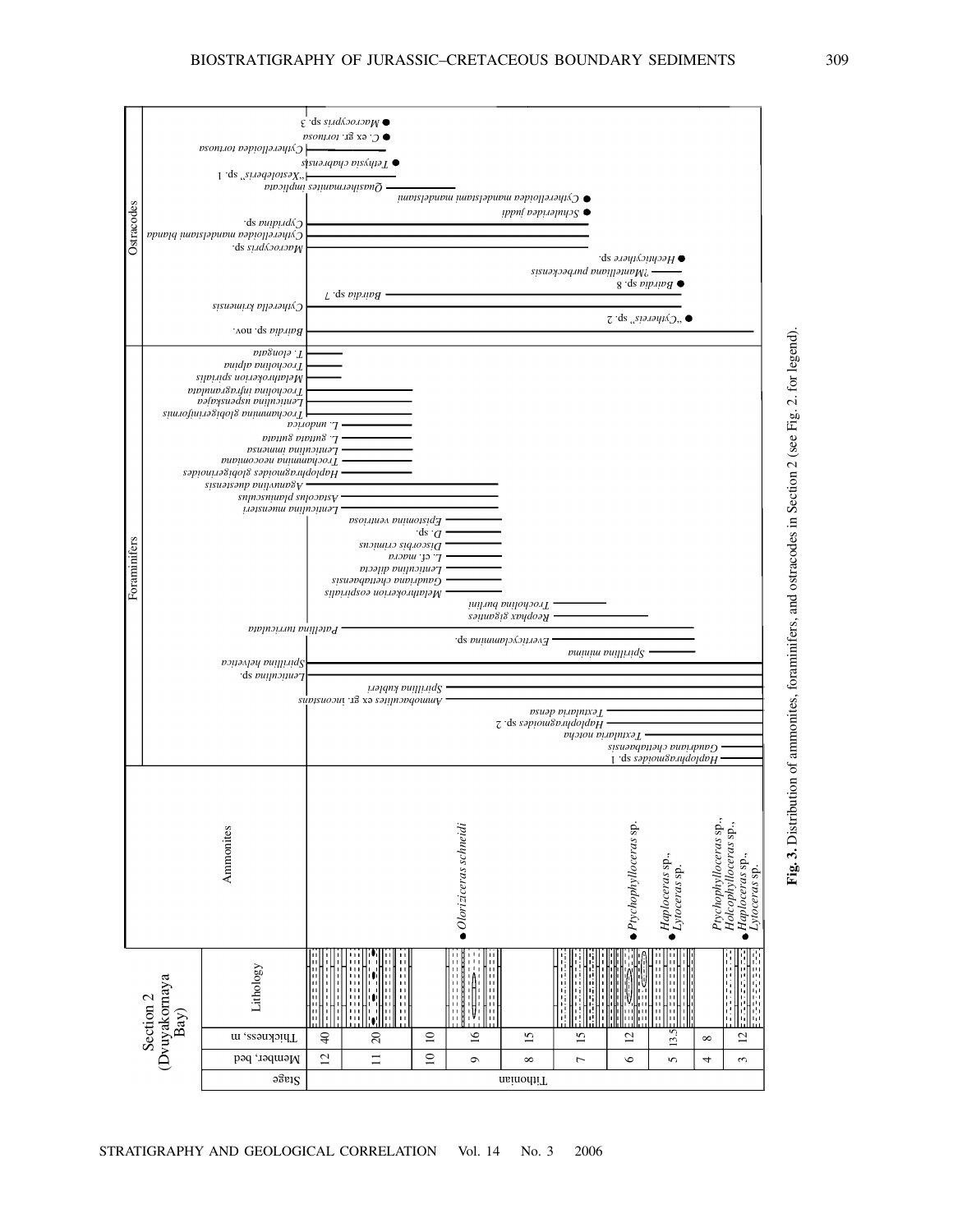**Fig. 3.** Distribution of ammonites, foraminifers, and ostracodes in Section 2 (see Fig. 2. for legend).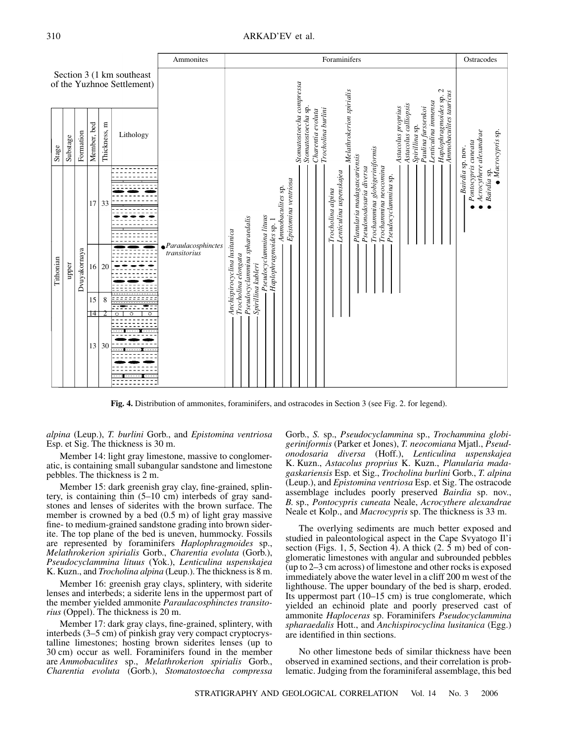**Fig. 4.** Distribution of ammonites, foraminifers, and ostracodes in Section 3 (see Fig. 2. for legend).

*alpina* (Leup.), *T. burlini* Gorb., and *Epistomina ventriosa* Esp. et Sig. The thickness is 30 m.

Member 14: light gray limestone, massive to conglomeratic, is containing small subangular sandstone and limestone pebbles. The thickness is 2 m.

Member 15: dark greenish gray clay, fine-grained, splintery, is containing thin (5–10 cm) interbeds of gray sandstones and lenses of siderites with the brown surface. The member is crowned by a bed (0.5 m) of light gray massive fine- to medium-grained sandstone grading into brown siderite. The top plane of the bed is uneven, hummocky. Fossils are represented by foraminifers *Haplophragmoides* sp., *Melathrokerion spirialis* Gorb., *Charentia evoluta* (Gorb.), *Pseudocyclammina lituus* (Yok.), *Lenticulina uspenskajea* K. Kuzn., and *Trocholina alpina* (Leup.). The thickness is 8 m.

Member 16: greenish gray clays, splintery, with siderite lenses and interbeds; a siderite lens in the uppermost part of the member yielded ammonite *Paraulacosphinctes transitorius* (Oppel). The thickness is 20 m.

Member 17: dark gray clays, fine-grained, splintery, with interbeds (3–5 cm) of pinkish gray very compact cryptocrystalline limestones; hosting brown siderites lenses (up to 30 cm) occur as well. Foraminifers found in the member are *Ammobaculites* sp., *Melathrokerion spirialis* Gorb., *Charentia evoluta* (Gorb.), *Stomatostoecha compressa* Gorb., *S.* sp., *Pseudocyclammina* sp., *Trochammina globigeriniformis* (Parker et Jones), *T. neocomiana* Mjatl., *Pseudonodosaria diversa* (Hoff.), *Lenticulina uspenskajea* K. Kuzn., *Astacolus proprius* K. Kuzn., *Planularia madagaskariensis* Esp. et Sig., *Trocholina burlini* Gorb., *T. alpina* (Leup.), and *Epistomina ventriosa* Esp. et Sig. The ostracode assemblage includes poorly preserved *Bairdia* sp. nov., *B.* sp., *Pontocypris cuneata* Neale, *Acrocythere alexandrae* Neale et Kolp., and *Macrocypris* sp. The thickness is 33 m.

The overlying sediments are much better exposed and studied in paleontological aspect in the Cape Svyatogo Il'i section (Figs. 1, 5, Section 4). A thick (2. 5 m) bed of conglomeratic limestones with angular and subrounded pebbles (up to 2–3 cm across) of limestone and other rocks is exposed immediately above the water level in a cliff 200 m west of the lighthouse. The upper boundary of the bed is sharp, eroded. Its uppermost part (10–15 cm) is true conglomerate, which yielded an echinoid plate and poorly preserved cast of ammonite *Haploceras* sp. Foraminifers *Pseudocyclammina spharaedalis* Hott., and *Anchispirocyclina lusitanica* (Egg.) are identified in thin sections.

No other limestone beds of similar thickness have been observed in examined sections, and their correlation is problematic. Judging from the foraminiferal assemblage, this bed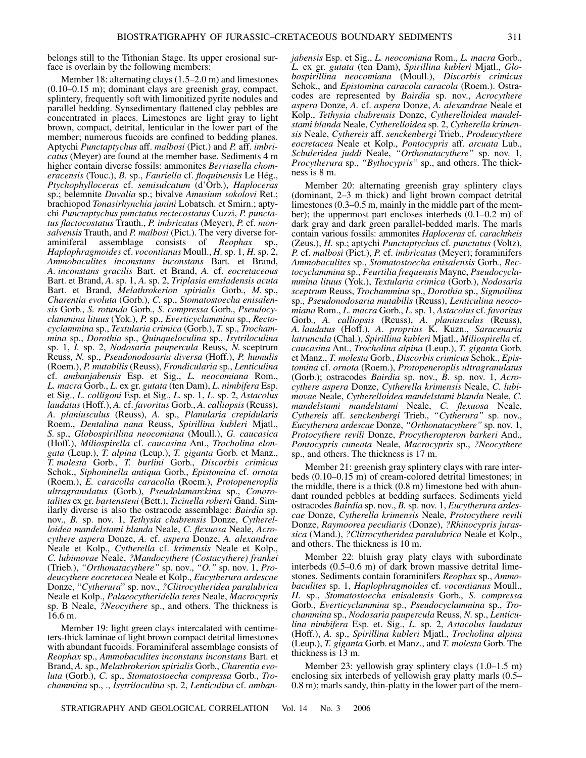belongs still to the Tithonian Stage. Its upper erosional surface is overlain by the following members:

Member 18: alternating clays (1.5–2.0 m) and limestones (0.10–0.15 m); dominant clays are greenish gray, compact, splintery, frequently soft with limonitized pyrite nodules and parallel bedding. Synsedimentary flattened clay pebbles are concentrated in places. Limestones are light gray to light brown, compact, detrital, lenticular in the lower part of the member; numerous fucoids are confined to bedding planes. Aptychi *Punctaptychus* aff. *malbosi* (Pict.) and *P.* aff. *imbricatus* (Meyer) are found at the member base. Sediments 4 m higher contain diverse fossils: ammonites *Berriasella chomeracensis* (Touc.), *B.* sp., *Fauriella* cf. *floquinensis* Le Hég., *Ptychophylloceras* cf. *semisulcatum* (d'Orb.), *Haploceras* sp.; belemnite *Duvalia* sp.; bivalve *Amusium sokolovi* Ret.; brachiopod *Tonasirhynchia janini* Lobatsch. et Smirn.; aptychi *Punctaptychus punctatus rectecostatus* Cuzzi, *P. punctatus flactocostatus* Trauth., *P. imbricatus* (Meyer), *P.* cf. *monsalvensis* Trauth, and *P. malbosi* (Pict.). The very diverse foraminiferal assemblage consists of *Reophax* sp., *Haplophragmoides* cf. *vocontianus* Moull., *H.* sp. 1, *H.* sp. 2, *Ammobaculites inconstans inconstans* Bart. et Brand, *A. inconstans gracilis* Bart. et Brand, *A.* cf. *eocretaceous* Bart. et Brand, *A.* sp. 1, *A.* sp. 2, *Triplasia emsladensis acuta* Bart. et Brand, *Melathrokerion spirialis* Gorb., *M.* sp., *Charentia evoluta* (Gorb.), *C.* sp., *Stomatostoecha enisalensis* Gorb., *S. rotunda* Gorb., *S. compressa* Gorb., *Pseudocyclammina lituus* (Yok.), *P.* sp., *Everticyclammina* sp., *Rectocyclammina* sp., *Textularia crimica* (Gorb.), *T.* sp., *Trochammina* sp., *Dorothia* sp., *Quinqueloculina* sp., *Isytriloculina* sp. 1, *I.* sp. 2, *Nodosaria paupercula* Reuss, *N.* sceptrum Reuss, *N.* sp., *Pseudonodosaria diversa* (Hoff.), *P. humulis* (Roem.), *P. mutabilis* (Reuss), *Frondicularia* sp., *Lenticulina* cf. *ambanjabensis* Esp. et Sig., *L. neocomiana* Rom., *L. macra* Gorb., *L.* ex gr. *gutata* (ten Dam), *L. nimbifera* Esp. et Sig., *L. colligoni* Esp. et Sig., *L.* sp. 1, *L.* sp. 2, *Astacolus laudatus* (Hoff.), *A.* cf. *favoritus* Gorb., *A. calliopsis* (Reuss), *A. planiusculus* (Reuss), *A.* sp., *Planularia crepidularis* Roem., *Dentalina nana* Reuss, *Spirillina kubleri* Mjatl., *S.* sp., *Globospirillina neocomiana* (Moull.), *G. caucasica* (Hoff.), *Miliospirella* cf. *caucasina* Ant., *Trocholina elongata* (Leup.), *T. alpina* (Leup.), *T. giganta* Gorb. et Manz., *T. molesta* Gorb., *T. burlini* Gorb., *Discorbis crimicus* Schok., *Siphoninella antiqua* Gorb., *Epistomina* cf. *ornota* (Roem.), *E. caracolla caracolla* (Roem.), *Protopeneroplis ultragranulatus* (Gorb.), *Pseudolamarckina* sp., *Conorotalites* ex gr. *bartensteni* (Bett.), *Ticinella roberti* Gand. Similarly diverse is also the ostracode assemblage: *Bairdia* sp. nov., *B.* sp. nov. 1, *Tethysia chabrensis* Donze, *Cytherelloidea mandelstami blanda* Neale, *C. flexuosa* Neale, *Acrocythere aspera* Donze, *A.* cf. *aspera* Donze, *A. alexandrae* Neale et Kolp., *Cytherella* cf. *krimensis* Neale et Kolp., *C. lubimovae* Neale, *?Mandocythere (Costacythere) frankei* (Trieb.), *"Orthonatacythere"* sp. nov., *"O."* sp. nov. 1, *Prodeucythere eocretacea* Neale et Kolp., *Eucytherura ardescae* Donze, "*Cytherura*" sp. nov., *?Clitrocytheridea paralubrica* Neale et Kolp., *Palaeocytheridella teres* Neale, *Macrocypris* sp. B Neale, *?Neocythere* sp., and others. The thickness is 16.6 m.

Member 19: light green clays intercalated with centimeters-thick laminae of light brown compact detrital limestones with abundant fucoids. Foraminiferal assemblage consists of *Reophax* sp., *Ammobaculites inconstans inconstans* Bart. et Brand, *A.* sp., *Melathrokerion spirialis* Gorb., *Charentia evoluta* (Gorb.), *C.* sp., *Stomatostoecha compressa* Gorb., *Trochammina* sp., ., *Isytriloculina* sp. 2, *Lenticulina* cf. *ambanjabensis* Esp. et Sig., *L. neocomiana* Rom., *L. macra* Gorb., *L.* ex gr. *gutata* (ten Dam), *Spirillina kubleri* Mjatl., *Globospirillina neocomiana* (Moull.), *Discorbis crimicus* Schok., and *Epistomina caracola caracola* (Roem.). Ostracodes are represented by *Bairdia* sp. nov., *Acrocythere aspera* Donze, *A.* cf. *aspera* Donze, *A. alexandrae* Neale et Kolp., *Tethysia chabrensis* Donze, *Cytherelloidea mandelstami blanda* Neale, *Cytherelloidea* sp. 2, *Cytherella krimensis* Neale, *Cythereis* aff. *senckenbergi* Trieb., *Prodeucythere eocretacea* Neale et Kolp., *Pontocypris* aff. *arcuata* Lub., *Schuleridea juddi* Neale, *"Orthonatacythere"* sp. nov. 1, *Procytherura* sp., *"Bythocypris"* sp., and others. The thickness is 8 m.

Member 20: alternating greenish gray splintery clays (dominant, 2–3 m thick) and light brown compact detrital limestones (0.3–0.5 m, mainly in the middle part of the member); the uppermost part encloses interbeds (0.1–0.2 m) of dark gray and dark green parallel-bedded marls. The marls contain various fossils: ammonites *Haploceras* cf. *carachtheis* (Zeus.), *H.* sp.; aptychi *Punctaptychus* cf. *punctatus* (Voltz), *P.* cf. *malbosi* (Pict.), *P.* cf. *imbricatus* (Meyer); foraminifers *Ammobaculites* sp., *Stomatostoecha enisalensis* Gorb., *Rectocyclammina* sp., *Feurtilia frequensis* Maync, *Pseudocyclammina lituus* (Yok.), *Textularia crimica* (Gorb.), *Nodosaria sceptrum* Reuss, *Trochammina* sp., *Dorothia* sp., *Sigmoilina* sp., *Pseudonodosaria mutabilis* (Reuss), *Lenticulina neocomiana* Rom., *L. macra* Gorb., *L.* sp. 1, *Astacolus* cf. *favoritus* Gorb., *A. calliopsis* (Reuss), *A. planiusculus* (Reuss), *A. laudatus* (Hoff.), *A. proprius* K. Kuzn., *Saracenaria latruncula* (Chal.), *Spirillina kubleri* Mjatl., *Miliospirella* cf. *caucasina* Ant., *Trocholina alpina* (Leup.), *T. giganta* Gorb. et Manz., *T. molesta* Gorb., *Discorbis crimicus* Schok., *Epistomina* cf. *ornota* (Roem.), *Protopeneroplis ultragranulatus* (Gorb.); ostracodes *Bairdia* sp. nov., *B.* sp. nov. 1, *Acrocythere aspera* Donze, *Cytherella krimensis* Neale, *C. lubimovae* Neale, *Cytherelloidea mandelstami blanda* Neale, *C. mandelstami mandelstami* Neale, *C. flexuosa* Neale, *Cythereis* aff. *senckenbergi* Trieb., *"Cytherura"* sp. nov., *Eucytherura ardescae* Donze, *"Orthonatacythere"* sp. nov. 1, *Protocythere revili* Donze, *Procytheropteron barkeri* And., *Pontocypris cuneata* Neale, *Macrocypris* sp., *?Neocythere* sp., and others. The thickness is 17 m.

Member 21: greenish gray splintery clays with rare interbeds (0.10–0.15 m) of cream-colored detrital limestones; in the middle, there is a thick (0.8 m) limestone bed with abundant rounded pebbles at bedding surfaces. Sediments yield ostracodes *Bairdia* sp. nov., *B.* sp. nov. 1, *Eucytherura ardescae* Donze, *Cytherella krimensis* Neale, *Protocythere revili* Donze, *Raymoorea peculiaris* (Donze), *?Rhinocypris jurassica* (Mand.), *?Clitrocytheridea paralubrica* Neale et Kolp., and others. The thickness is 10 m.

Member 22: bluish gray platy clays with subordinate interbeds (0.5–0.6 m) of dark brown massive detrital limestones. Sediments contain foraminifers *Reophax* sp., *Ammobaculites* sp. 1, *Haplophragmoides* cf. *vocontianus* Moull., *H.* sp., *Stomatostoecha enisalensis* Gorb., *S. compressa* Gorb., *Everticyclammina* sp., *Pseudocyclammina* sp., *Trochammina* sp., *Nodosaria paupercula* Reuss, *N.* sp., *Lenticulina nimbifera* Esp. et. Sig., *L.* sp. 2, *Astacolus laudatus* (Hoff.), *A.* sp., *Spirillina kubleri* Mjatl., *Trocholina alpina* (Leup.), *T. giganta* Gorb. et Manz., and *T. molesta* Gorb. The thickness is 13 m.

Member 23: yellowish gray splintery clays (1.0–1.5 m) enclosing six interbeds of yellowish gray platty marls (0.5–0.8 m); marls sandy, thin-platty in the lower part of the mem-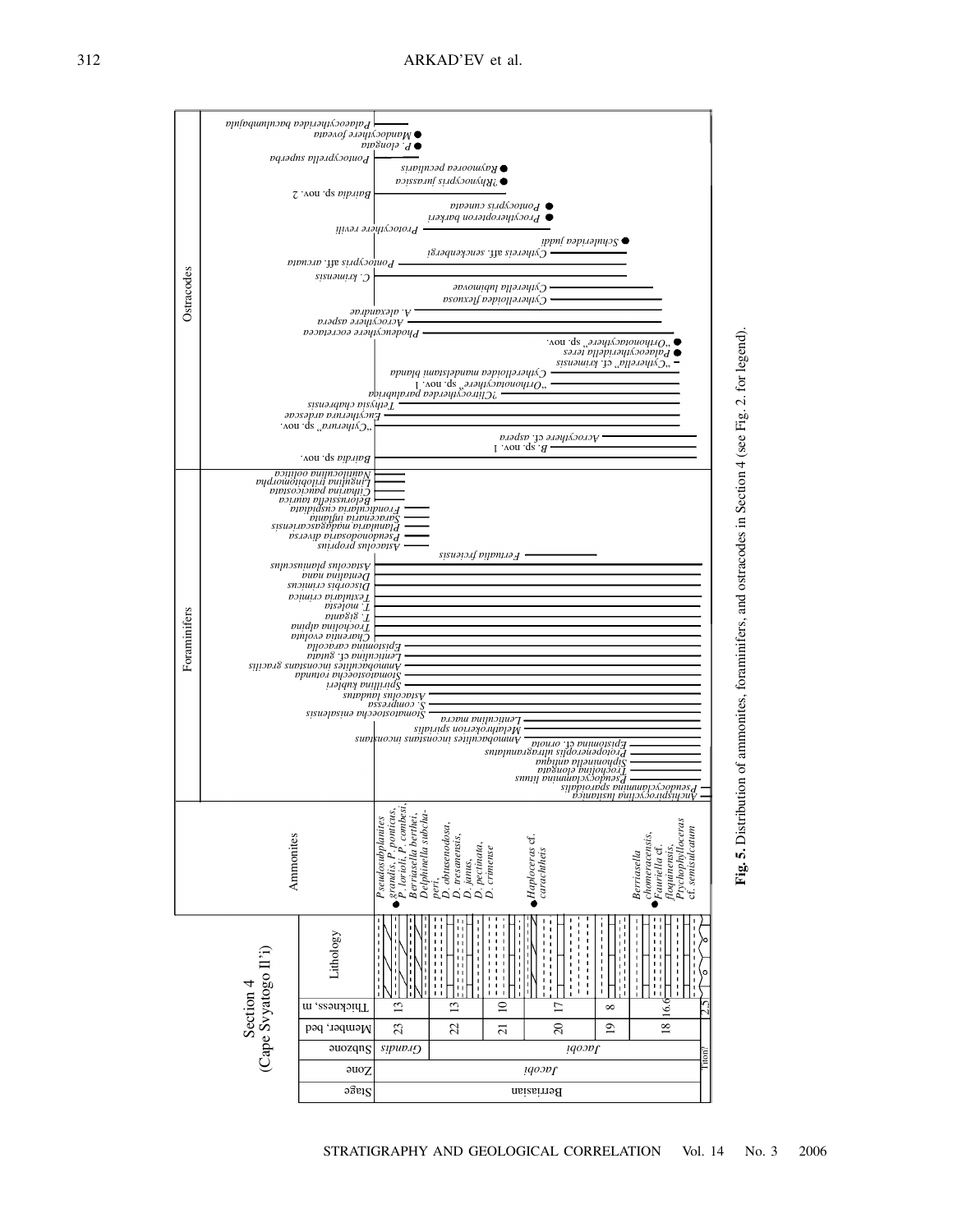**Fig. 5.** Distribution of ammonites, foraminifers, and ostracodes in Section 4 (see Fig. 2. for legend).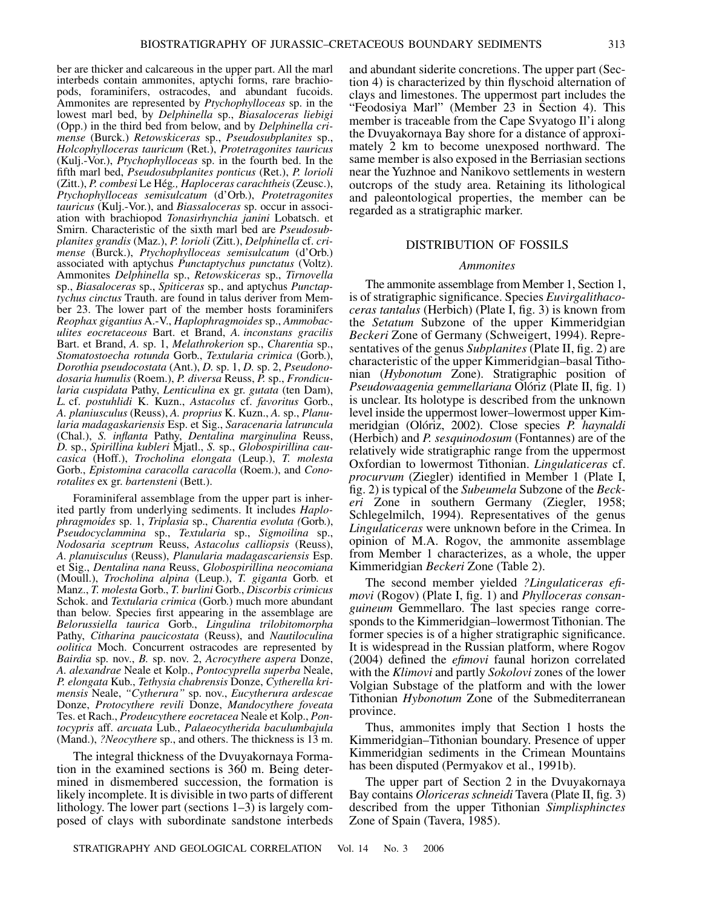ber are thicker and calcareous in the upper part. All the marl interbeds contain ammonites, aptychi forms, rare brachiopods, foraminifers, ostracodes, and abundant fucoids. Ammonites are represented by *Ptychophylloceas* sp. in the lowest marl bed, by *Delphinella* sp., *Biasaloceras liebigi* (Opp.) in the third bed from below, and by *Delphinella crimense* (Burck.) *Retowskiceras* sp., *Pseudosubplanites* sp., *Holcophylloceras tauricum* (Ret.), *Protetragonites tauricus* (Kulj.-Vor.), *Ptychophylloceas* sp. in the fourth bed. In the fifth marl bed, *Pseudosubplanites ponticus* (Ret.), *P. lorioli* (Zitt.), *P. combesi* Le Hég., *Haploceras carachtheis* (Zeusc.), *Ptychophylloceas semisulcatum* (d'Orb.), *Protetragonites tauricus* (Kulj.-Vor.), and *Biassaloceras* sp. occur in association with brachiopod *Tonasirhynchia janini* Lobatsch. et Smirn. Characteristic of the sixth marl bed are *Pseudosubplanites grandis* (Maz.), *P. lorioli* (Zitt.), *Delphinella* cf. *crimense* (Burck.), *Ptychophylloceas semisulcatum* (d'Orb.) associated with aptychus *Punctaptychus punctatus* (Voltz). Ammonites *Delphinella* sp., *Retowskiceras* sp., *Tirnovella* sp., *Biasaloceras* sp., *Spiticeras* sp., and aptychus *Punctaptychus cinctus* Trauth. are found in talus deriver from Member 23. The lower part of the member hosts foraminifers *Reophax gigantius* A.-V., *Haplophragmoides* sp., *Ammobaculites eocretaceous* Bart. et Brand, *A. inconstans gracilis* Bart. et Brand, *A.* sp. 1, *Melathrokerion* sp., *Charentia* sp., *Stomatostoecha rotunda* Gorb., *Textularia crimica* (Gorb.), *Dorothia pseudocostata* (Ant.), *D.* sp. 1, *D.* sp. 2, *Pseudonodosaria humulis* (Roem.), *P. diversa* Reuss, *P.* sp., *Frondicularia cuspidata* Pathy, *Lenticulina* ex gr. *gutata* (ten Dam), *L.* cf. *postuhlidi* K. Kuzn., *Astacolus* cf. *favoritus* Gorb., *A. planiusculus* (Reuss), *A. proprius* K. Kuzn., *A.* sp., *Planularia madagaskariensis* Esp. et Sig., *Saracenaria latruncula* (Chal.), *S. inflanta* Pathy, *Dentalina marginulina* Reuss, *D.* sp., *Spirillina kubleri* Mjatl., *S.* sp., *Globospirillina caucasica* (Hoff.), *Trocholina elongata* (Leup.), *T. molesta* Gorb., *Epistomina caracolla caracolla* (Roem.), and *Conorotalites* ex gr. *bartensteni* (Bett.).

Foraminiferal assemblage from the upper part is inherited partly from underlying sediments. It includes *Haplophragmoides* sp. 1, *Triplasia* sp., *Charentia evoluta (*Gorb.), *Pseudocyclammina* sp., *Textularia* sp., *Sigmoilina* sp., *Nodosaria sceptrum* Reuss, *Astacolus calliopsis* (Reuss), *A. planuisculus* (Reuss), *Planularia madagascariensis* Esp. et Sig., *Dentalina nana* Reuss, *Globospirillina neocomiana* (Moull.), *Trocholina alpina* (Leup.), *T. giganta* Gorb. et Manz., *T. molesta* Gorb., *T. burlini* Gorb., *Discorbis crimicus* Schok. and *Textularia crimica* (Gorb.) much more abundant than below. Species first appearing in the assemblage are *Belorussiella taurica* Gorb., *Lingulina trilobitomorpha* Pathy, *Citharina paucicostata* (Reuss), and *Nautiloculina oolitica* Moch. Concurrent ostracodes are represented by *Bairdia* sp. nov., *B.* sp. nov. 2, *Acrocythere aspera* Donze, *A. alexandrae* Neale et Kolp., *Pontocyprella superba* Neale, *P. elongata* Kub., *Tethysia chabrensis* Donze, *Cytherella krimensis* Neale, *"Cytherura"* sp. nov., *Eucytherura ardescae* Donze, *Protocythere revili* Donze, *Mandocythere foveata* Tes. et Rach., *Prodeucythere eocretacea* Neale et Kolp., *Pontocypris* aff. *arcuata* Lub., *Palaeocytherida baculumbajula* (Mand.), *?Neocythere* sp., and others. The thickness is 13 m.

The integral thickness of the Dvuyakornaya Formation in the examined sections is 360 m. Being determined in dismembered succession, the formation is likely incomplete. It is divisible in two parts of different lithology. The lower part (sections 1–3) is largely composed of clays with subordinate sandstone interbeds and abundant siderite concretions. The upper part (Section 4) is characterized by thin flyschoid alternation of clays and limestones. The uppermost part includes the "Feodosiya Marl" (Member 23 in Section 4). This member is traceable from the Cape Svyatogo Il'i along the Dvuyakornaya Bay shore for a distance of approximately 2 km to become unexposed northward. The same member is also exposed in the Berriasian sections near the Yuzhnoe and Nanikovo settlements in western outcrops of the study area. Retaining its lithological and paleontological properties, the member can be regarded as a stratigraphic marker.

## DISTRIBUTION OF FOSSILS

### *Ammonites*

The ammonite assemblage from Member 1, Section 1, is of stratigraphic significance. Species *Euvirgalithacoceras tantalus* (Herbich) (Plate I, fig. 3) is known from the *Setatum* Subzone of the upper Kimmeridgian *Beckeri* Zone of Germany (Schweigert, 1994). Representatives of the genus *Subplanites* (Plate II, fig. 2) are characteristic of the upper Kimmeridgian–basal Tithonian (*Hybonotum* Zone). Stratigraphic position of *Pseudowaagenia gemmellariana* Olóriz (Plate II, fig. 1) is unclear. Its holotype is described from the unknown level inside the uppermost lower–lowermost upper Kimmeridgian (Olóriz, 2002). Close species *P. haynaldi* (Herbich) and *P. sesquinodosum* (Fontannes) are of the relatively wide stratigraphic range from the uppermost Oxfordian to lowermost Tithonian. *Lingulaticeras* cf. *procurvum* (Ziegler) identified in Member 1 (Plate I, fig. 2) is typical of the *Subeumela* Subzone of the *Beckeri* Zone in southern Germany (Ziegler, 1958; Schlegelmilch, 1994). Representatives of the genus *Lingulaticeras* were unknown before in the Crimea. In opinion of M.A. Rogov, the ammonite assemblage from Member 1 characterizes, as a whole, the upper Kimmeridgian *Beckeri* Zone (Table 2).

The second member yielded *?Lingulaticeras efimovi* (Rogov) (Plate I, fig. 1) and *Phylloceras consanguineum* Gemmellaro. The last species range corresponds to the Kimmeridgian–lowermost Tithonian. The former species is of a higher stratigraphic significance. It is widespread in the Russian platform, where Rogov (2004) defined the *efimovi* faunal horizon correlated with the *Klimovi* and partly *Sokolovi* zones of the lower Volgian Substage of the platform and with the lower Tithonian *Hybonotum* Zone of the Submediterranean province.

Thus, ammonites imply that Section 1 hosts the Kimmeridgian–Tithonian boundary. Presence of upper Kimmeridgian sediments in the Crimean Mountains has been disputed (Permyakov et al., 1991b).

The upper part of Section 2 in the Dvuyakornaya Bay contains *Oloriceras schneidi* Tavera (Plate II, fig. 3) described from the upper Tithonian *Simplisphinctes* Zone of Spain (Tavera, 1985).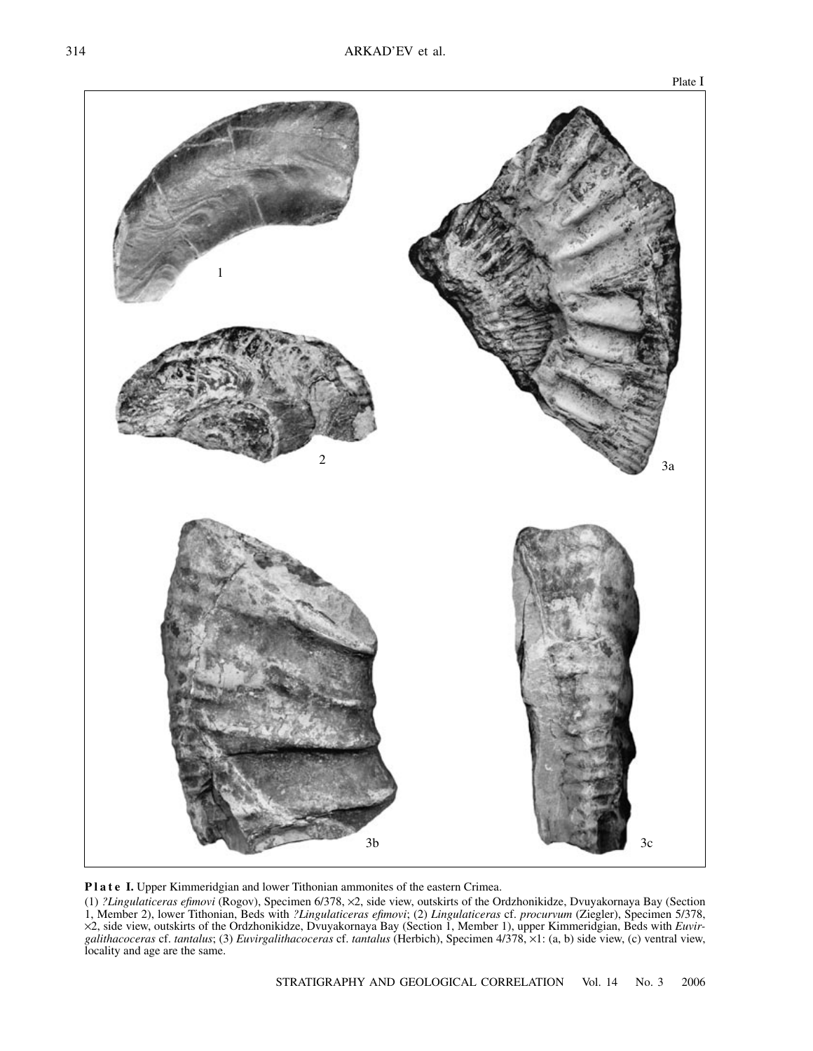Plate I

1

2

3a

3b

3c

**Plate I.** Upper Kimmeridgian and lower Tithonian ammonites of the eastern Crimea.

(1) *?Lingulaticeras efimovi* (Rogov), Specimen 6/378, ×2, side view, outskirts of the Ordzhonikidze, Dvuyakornaya Bay (Section 1, Member 2), lower Tithonian, Beds with *?Lingulaticeras efimovi*; (2) *Lingulaticeras* cf. *procurvum* (Ziegler), Specimen 5/378, ×2, side view, outskirts of the Ordzhonikidze, Dvuyakornaya Bay (Section 1, Member 1), upper Kimmeridgian, Beds with *Euvirgalithacoceras* cf. *tantalus*; (3) *Euvirgalithacoceras* cf. *tantalus* (Herbich), Specimen 4/378, ×1: (a, b) side view, (c) ventral view, locality and age are the same.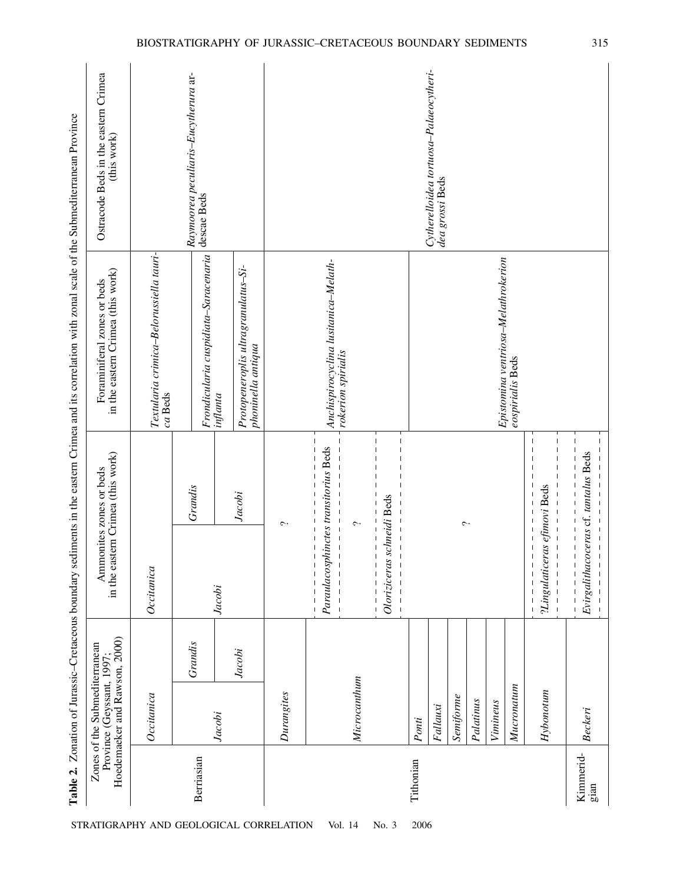**Table 2.** Zonation of Jurassic–Cretaceous boundary sediments in the eastern Crimea and its correlation with zonal scale of the Submediterranean Province

| Stage | Zones of the Submediterranean Province (Geyssant, 1997; Hoedemaeker and Rawson, 2000) | | Ammonites zones or beds in the eastern Crimea (this work) | | Foraminiferal zones or beds in the eastern Crimea (this work) | Ostracode Beds in the eastern Crimea (this work) |
|---|---|---|---|---|---|---|
| Berriasian | *Occitanica* | | *Occitanica* | | *Textularia crimica–Belorussiella taurica* Beds | *Raymoorea peculiaris–Eucytherura ardescae* Beds |
| | *Jacobi* | *Grandis* | *Jacobi* | *Grandis* | *Frondicularia cuspidiata–Saracenaria inflanta* | |
| | | *Jacobi* | | *Jacobi* | *Protopeneroplis ultragranulatus–Siphoninella antiqua* | |
| Tithonian | *Durangites* | | ? | | | |
| | *Microcanthum* | | *Paraulacosphinctes transitorius* Beds | | *Anchispirocyclina lusitanica–Melathrokerion spirialis* | |
| | | | ? | | | |
| | | | *Oloriziceras schneidi* Beds | | | |
| | *Ponti* | | ? | | | *Cytherelloidea tortuosa–Palaeocytheridea grossi* Beds |
| | *Fallauxi* | | | | *Epistomina ventriosa–Melathrokerion eospirialis* Beds | |
| | *Semiforme* | | | | | |
| | *Palatinus* | | | | | |
| | *Vimineus* | | | | | |
| | *Mucronatum* | | | | | |
| | *Hybonotum* | | *?Lingulaticeras efimovi* Beds | | | |
| Kimmeridgian | *Beckeri* | | *Euvirgalithacoceras* cf. *tantalus* Beds | | | |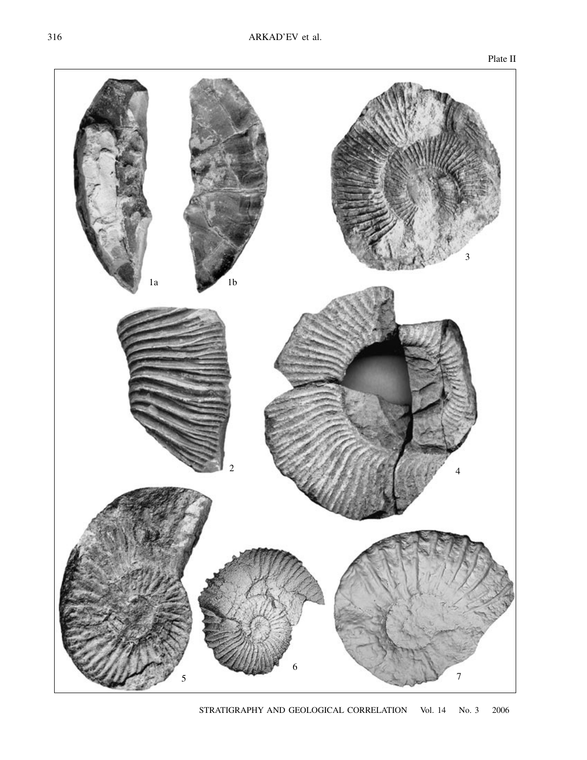Plate II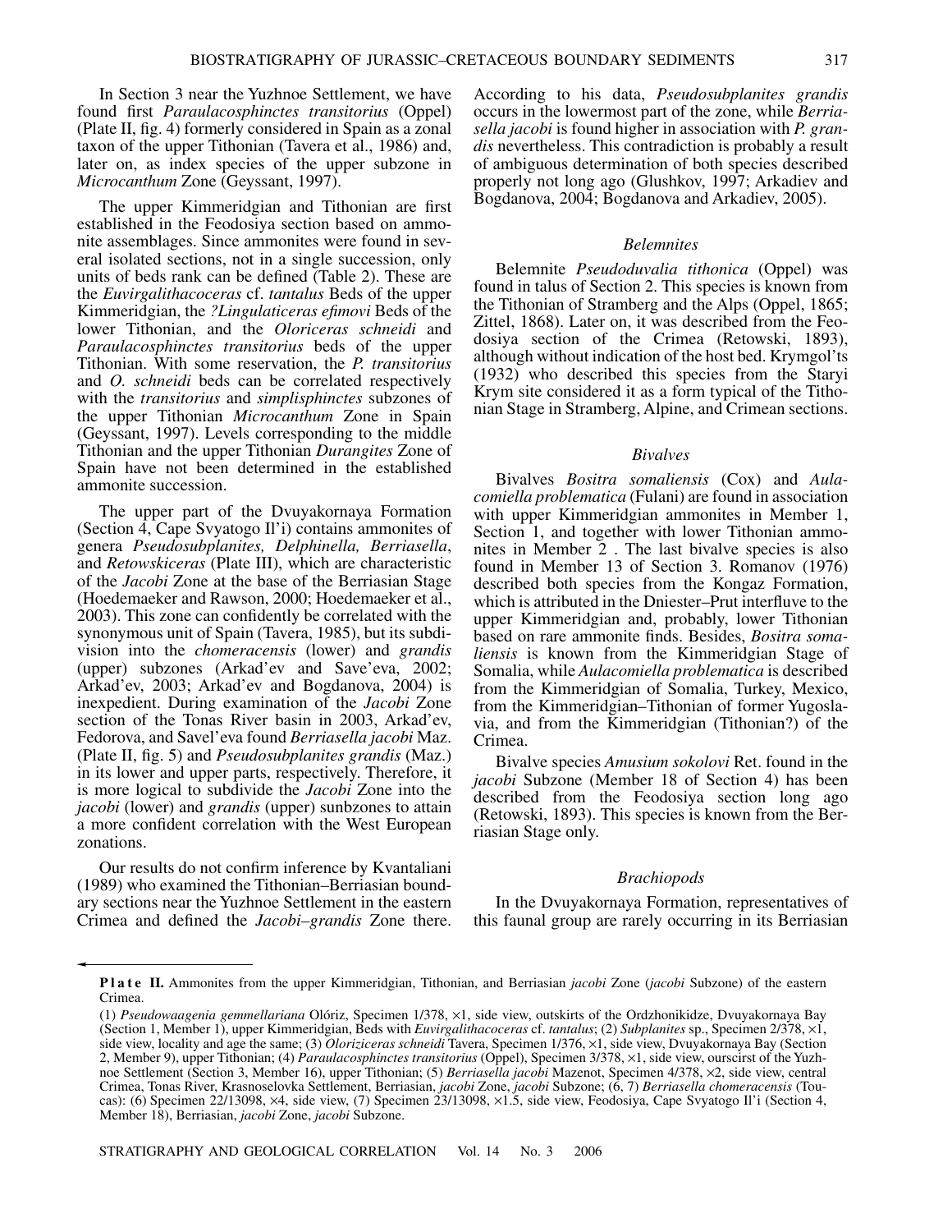In Section 3 near the Yuzhnoe Settlement, we have found first *Paraulacosphinctes transitorius* (Oppel) (Plate II, fig. 4) formerly considered in Spain as a zonal taxon of the upper Tithonian (Tavera et al., 1986) and, later on, as index species of the upper subzone in *Microcanthum* Zone (Geyssant, 1997).

The upper Kimmeridgian and Tithonian are first established in the Feodosiya section based on ammonite assemblages. Since ammonites were found in several isolated sections, not in a single succession, only units of beds rank can be defined (Table 2). These are the *Euvirgalithacoceras* cf. *tantalus* Beds of the upper Kimmeridgian, the *?Lingulaticeras efimovi* Beds of the lower Tithonian, and the *Oloriceras schneidi* and *Paraulacosphinctes transitorius* beds of the upper Tithonian. With some reservation, the *P. transitorius* and *O. schneidi* beds can be correlated respectively with the *transitorius* and *simplisphinctes* subzones of the upper Tithonian *Microcanthum* Zone in Spain (Geyssant, 1997). Levels corresponding to the middle Tithonian and the upper Tithonian *Durangites* Zone of Spain have not been determined in the established ammonite succession.

The upper part of the Dvuyakornaya Formation (Section 4, Cape Svyatogo Il'i) contains ammonites of genera *Pseudosubplanites, Delphinella, Berriasella*, and *Retowskiceras* (Plate III), which are characteristic of the *Jacobi* Zone at the base of the Berriasian Stage (Hoedemaeker and Rawson, 2000; Hoedemaeker et al., 2003). This zone can confidently be correlated with the synonymous unit of Spain (Tavera, 1985), but its subdivision into the *chomeracensis* (lower) and *grandis* (upper) subzones (Arkad'ev and Save'eva, 2002; Arkad'ev, 2003; Arkad'ev and Bogdanova, 2004) is inexpedient. During examination of the *Jacobi* Zone section of the Tonas River basin in 2003, Arkad'ev, Fedorova, and Savel'eva found *Berriasella jacobi* Maz. (Plate II, fig. 5) and *Pseudosubplanites grandis* (Maz.) in its lower and upper parts, respectively. Therefore, it is more logical to subdivide the *Jacobi* Zone into the *jacobi* (lower) and *grandis* (upper) sunbzones to attain a more confident correlation with the West European zonations.

Our results do not confirm inference by Kvantaliani (1989) who examined the Tithonian–Berriasian boundary sections near the Yuzhnoe Settlement in the eastern Crimea and defined the *Jacobi–grandis* Zone there. According to his data, *Pseudosubplanites grandis* occurs in the lowermost part of the zone, while *Berriasella jacobi* is found higher in association with *P. grandis* nevertheless. This contradiction is probably a result of ambiguous determination of both species described properly not long ago (Glushkov, 1997; Arkadiev and Bogdanova, 2004; Bogdanova and Arkadiev, 2005).

### *Belemnites*

Belemnite *Pseudoduvalia tithonica* (Oppel) was found in talus of Section 2. This species is known from the Tithonian of Stramberg and the Alps (Oppel, 1865; Zittel, 1868). Later on, it was described from the Feodosiya section of the Crimea (Retowski, 1893), although without indication of the host bed. Krymgol'ts (1932) who described this species from the Staryi Krym site considered it as a form typical of the Tithonian Stage in Stramberg, Alpine, and Crimean sections.

### *Bivalves*

Bivalves *Bositra somaliensis* (Cox) and *Aulacomiella problematica* (Fulani) are found in association with upper Kimmeridgian ammonites in Member 1, Section 1, and together with lower Tithonian ammonites in Member 2 . The last bivalve species is also found in Member 13 of Section 3. Romanov (1976) described both species from the Kongaz Formation, which is attributed in the Dniester–Prut interfluve to the upper Kimmeridgian and, probably, lower Tithonian based on rare ammonite finds. Besides, *Bositra somaliensis* is known from the Kimmeridgian Stage of Somalia, while *Aulacomiella problematica* is described from the Kimmeridgian of Somalia, Turkey, Mexico, from the Kimmeridgian–Tithonian of former Yugoslavia, and from the Kimmeridgian (Tithonian?) of the Crimea.

Bivalve species *Amusium sokolovi* Ret. found in the *jacobi* Subzone (Member 18 of Section 4) has been described from the Feodosiya section long ago (Retowski, 1893). This species is known from the Berriasian Stage only.

### *Brachiopods*

In the Dvuyakornaya Formation, representatives of this faunal group are rarely occurring in its Berriasian

**Plate II.** Ammonites from the upper Kimmeridgian, Tithonian, and Berriasian *jacobi* Zone (*jacobi* Subzone) of the eastern Crimea.

(1) *Pseudowaagenia gemmellariana* Olóriz, Specimen 1/378, ×1, side view, outskirts of the Ordzhonikidze, Dvuyakornaya Bay (Section 1, Member 1), upper Kimmeridgian, Beds with *Euvirgalithacoceras* cf. *tantalus*; (2) *Subplanites* sp., Specimen 2/378, ×1, side view, locality and age the same; (3) *Oloriziceras schneidi* Tavera, Specimen 1/376, ×1, side view, Dvuyakornaya Bay (Section 2, Member 9), upper Tithonian; (4) *Paraulacosphinctes transitorius* (Oppel), Specimen 3/378, ×1, side view, ourscirst of the Yuzhnoe Settlement (Section 3, Member 16), upper Tithonian; (5) *Berriasella jacobi* Mazenot, Specimen 4/378, ×2, side view, central Crimea, Tonas River, Krasnoselovka Settlement, Berriasian, *jacobi* Zone, *jacobi* Subzone; (6, 7) *Berriasella chomeracensis* (Toucas): (6) Specimen 22/13098, ×4, side view, (7) Specimen 23/13098, ×1.5, side view, Feodosiya, Cape Svyatogo Il'i (Section 4, Member 18), Berriasian, *jacobi* Zone, *jacobi* Subzone.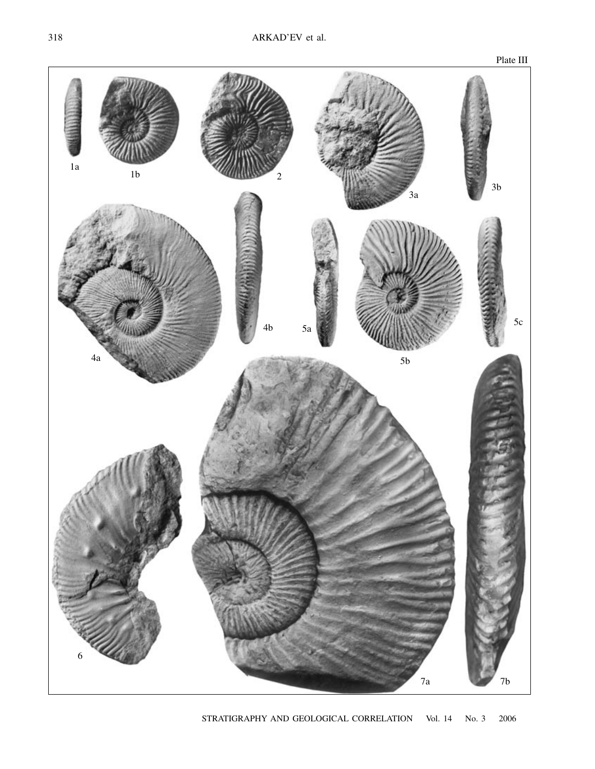Plate III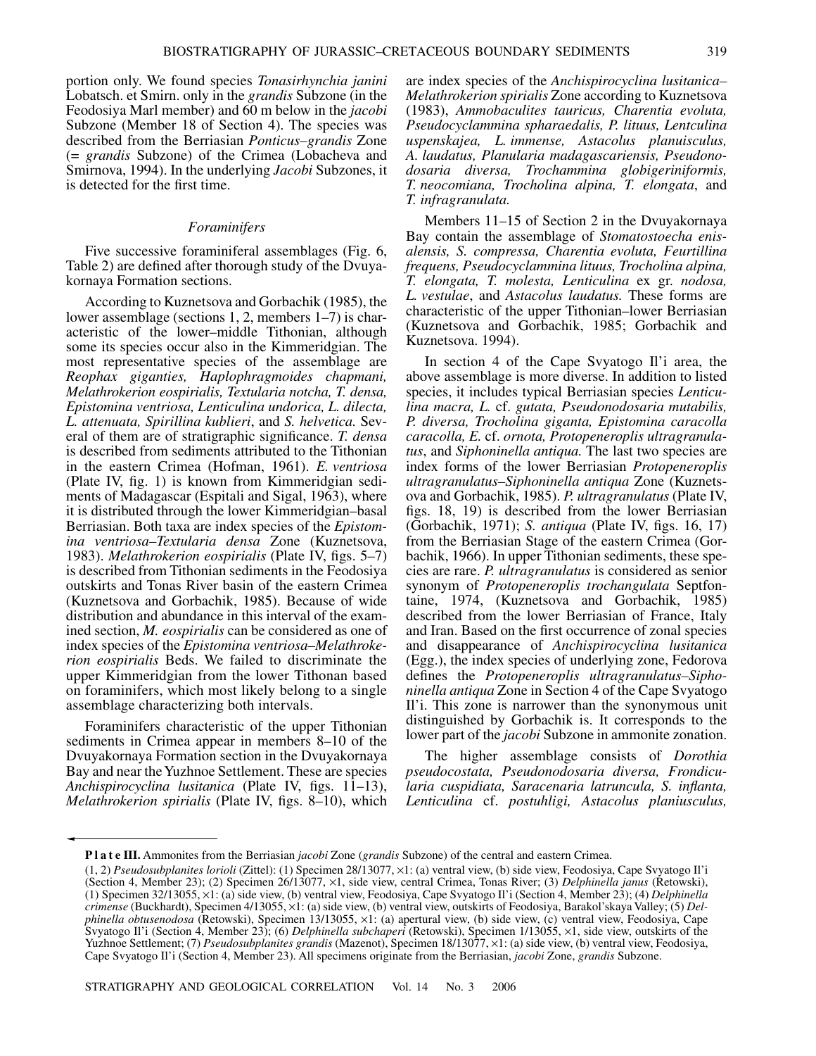portion only. We found species *Tonasirhynchia janini* Lobatsch. et Smirn. only in the *grandis* Subzone (in the Feodosiya Marl member) and 60 m below in the *jacobi* Subzone (Member 18 of Section 4). The species was described from the Berriasian *Ponticus–grandis* Zone (= *grandis* Subzone) of the Crimea (Lobacheva and Smirnova, 1994). In the underlying *Jacobi* Subzones, it is detected for the first time.

### *Foraminifers*

Five successive foraminiferal assemblages (Fig. 6, Table 2) are defined after thorough study of the Dvuyakornaya Formation sections.

According to Kuznetsova and Gorbachik (1985), the lower assemblage (sections 1, 2, members 1–7) is characteristic of the lower–middle Tithonian, although some its species occur also in the Kimmeridgian. The most representative species of the assemblage are *Reophax giganties, Haplophragmoides chapmani, Melathrokerion eospirialis, Textularia notcha, T. densa, Epistomina ventriosa, Lenticulina undorica, L. dilecta, L. attenuata, Spirillina kublieri*, and *S. helvetica.* Several of them are of stratigraphic significance. *T. densa* is described from sediments attributed to the Tithonian in the eastern Crimea (Hofman, 1961). *E. ventriosa* (Plate IV, fig. 1) is known from Kimmeridgian sediments of Madagascar (Espitali and Sigal, 1963), where it is distributed through the lower Kimmeridgian–basal Berriasian. Both taxa are index species of the *Epistomina ventriosa–Textularia densa* Zone (Kuznetsova, 1983). *Melathrokerion eospirialis* (Plate IV, figs. 5–7) is described from Tithonian sediments in the Feodosiya outskirts and Tonas River basin of the eastern Crimea (Kuznetsova and Gorbachik, 1985). Because of wide distribution and abundance in this interval of the examined section, *M. eospirialis* can be considered as one of index species of the *Epistomina ventriosa–Melathrokerion eospirialis* Beds. We failed to discriminate the upper Kimmeridgian from the lower Tithonan based on foraminifers, which most likely belong to a single assemblage characterizing both intervals.

Foraminifers characteristic of the upper Tithonian sediments in Crimea appear in members 8–10 of the Dvuyakornaya Formation section in the Dvuyakornaya Bay and near the Yuzhnoe Settlement. These are species *Anchispirocyclina lusitanica* (Plate IV, figs. 11–13), *Melathrokerion spirialis* (Plate IV, figs. 8–10), which are index species of the *Anchispirocyclina lusitanica–Melathrokerion spirialis* Zone according to Kuznetsova (1983), *Ammobaculites tauricus, Charentia evoluta, Pseudocyclammina spharaedalis, P. lituus, Lentculina uspenskajea, L. immense, Astacolus planuisculus, A. laudatus, Planularia madagascariensis, Pseudonodosaria diversa, Trochammina globigeriniformis, T. neocomiana, Trocholina alpina, T. elongata*, and *T. infragranulata.*

Members 11–15 of Section 2 in the Dvuyakornaya Bay contain the assemblage of *Stomatostoecha enisalensis, S. compressa, Charentia evoluta, Feurtillina frequens, Pseudocyclammina lituus, Trocholina alpina, T. elongata, T. molesta, Lenticulina* ex gr. *nodosa, L. vestulae*, and *Astacolus laudatus.* These forms are characteristic of the upper Tithonian–lower Berriasian (Kuznetsova and Gorbachik, 1985; Gorbachik and Kuznetsova. 1994).

In section 4 of the Cape Svyatogo Il'i area, the above assemblage is more diverse. In addition to listed species, it includes typical Berriasian species *Lenticulina macra, L.* cf. *gutata, Pseudonodosaria mutabilis, P. diversa, Trocholina giganta, Epistomina caracolla caracolla, E.* cf. *ornota, Protopeneroplis ultragranulatus*, and *Siphoninella antiqua.* The last two species are index forms of the lower Berriasian *Protopeneroplis ultragranulatus–Siphoninella antiqua* Zone (Kuznetsova and Gorbachik, 1985). *P. ultragranulatus* (Plate IV, figs. 18, 19) is described from the lower Berriasian (Gorbachik, 1971); *S. antiqua* (Plate IV, figs. 16, 17) from the Berriasian Stage of the eastern Crimea (Gorbachik, 1966). In upper Tithonian sediments, these species are rare. *P. ultragranulatus* is considered as senior synonym of *Protopeneroplis trochangulata* Septfontaine, 1974, (Kuznetsova and Gorbachik, 1985) described from the lower Berriasian of France, Italy and Iran. Based on the first occurrence of zonal species and disappearance of *Anchispirocyclina lusitanica* (Egg.), the index species of underlying zone, Fedorova defines the *Protopeneroplis ultragranulatus–Siphoninella antiqua* Zone in Section 4 of the Cape Svyatogo Il'i. This zone is narrower than the synonymous unit distinguished by Gorbachik is. It corresponds to the lower part of the *jacobi* Subzone in ammonite zonation.

The higher assemblage consists of *Dorothia pseudocostata, Pseudonodosaria diversa, Frondicularia cuspidiata, Saracenaria latruncula, S. inflanta, Lenticulina* cf. *postuhligi, Astacolus planiusculus,*

**Plate III.** Ammonites from the Berriasian *jacobi* Zone (*grandis* Subzone) of the central and eastern Crimea.

(1, 2) *Pseudosubplanites lorioli* (Zittel): (1) Specimen 28/13077, ×1: (a) ventral view, (b) side view, Feodosiya, Cape Svyatogo Il'i (Section 4, Member 23); (2) Specimen 26/13077, ×1, side view, central Crimea, Tonas River; (3) *Delphinella janus* (Retowski), (1) Specimen 32/13055, ×1: (a) side view, (b) ventral view, Feodosiya, Cape Svyatogo Il'i (Section 4, Member 23); (4) *Delphinella crimense* (Buckhardt), Specimen 4/13055, ×1: (a) side view, (b) ventral view, outskirts of Feodosiya, Barakol'skaya Valley; (5) *Delphinella obtusenodosa* (Retowski), Specimen 13/13055, ×1: (a) apertural view, (b) side view, (c) ventral view, Feodosiya, Cape Svyatogo Il'i (Section 4, Member 23); (6) *Delphinella subchaperi* (Retowski), Specimen 1/13055, ×1, side view, outskirts of the Yuzhnoe Settlement; (7) *Pseudosubplanites grandis* (Mazenot), Specimen 18/13077, ×1: (a) side view, (b) ventral view, Feodosiya, Cape Svyatogo Il'i (Section 4, Member 23). All specimens originate from the Berriasian, *jacobi* Zone, *grandis* Subzone.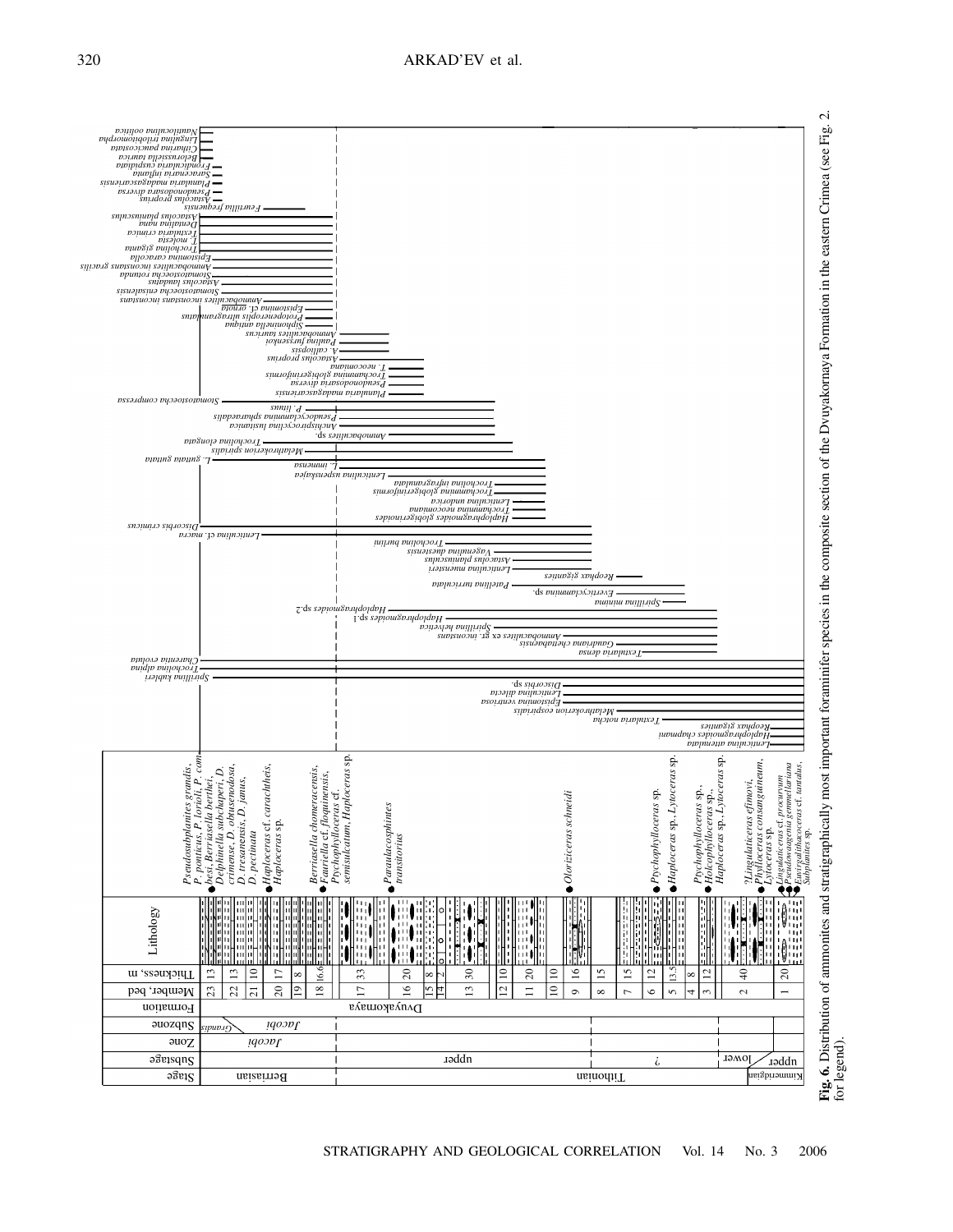**Fig. 6.** Distribution of ammonites and stratigraphically most important foraminifer species in the composite section of the Dvuyakornaya Formation in the eastern Crimea (see Fig. 2. for legend).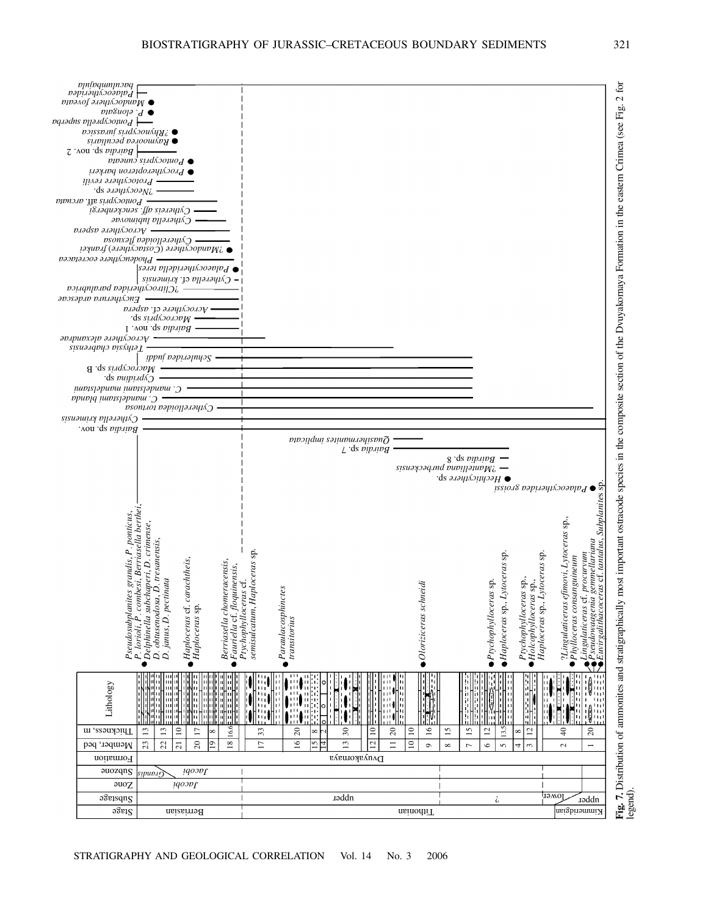**Fig. 7.** Distribution of ammonites and stratigraphically most important ostracode species in the composite section of the Dvuyakornaya Formation in the eastern Crimea (see Fig. 2 for legend).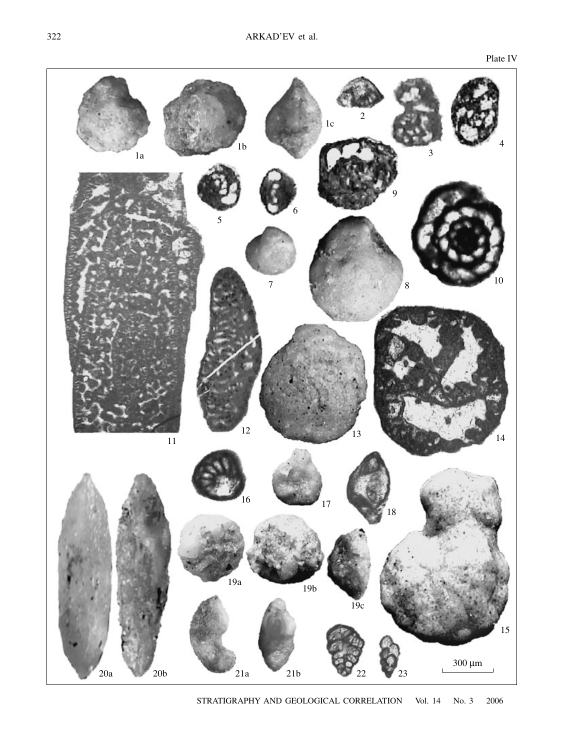Plate IV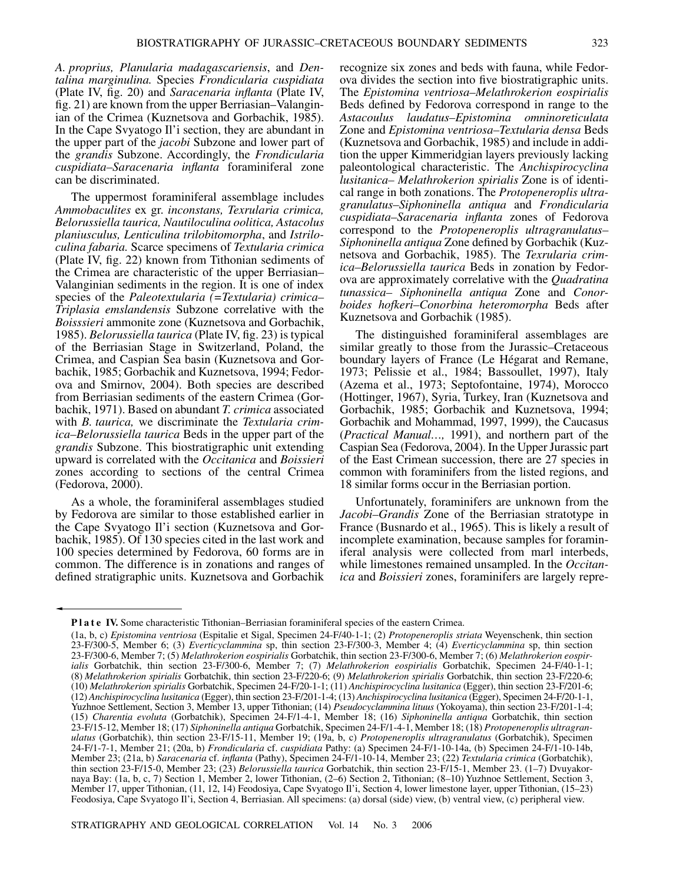*A. proprius, Planularia madagascariensis*, and *Dentalina marginulina.* Species *Frondicularia cuspidiata* (Plate IV, fig. 20) and *Saracenaria inflanta* (Plate IV, fig. 21) are known from the upper Berriasian–Valanginian of the Crimea (Kuznetsova and Gorbachik, 1985). In the Cape Svyatogo Il'i section, they are abundant in the upper part of the *jacobi* Subzone and lower part of the *grandis* Subzone. Accordingly, the *Frondicularia cuspidiata–Saracenaria inflanta* foraminiferal zone can be discriminated.

The uppermost foraminiferal assemblage includes *Ammobaculites* ex gr. *inconstans, Texrularia crimica, Belorussiella taurica, Nautiloculina oolitica, Astacolus planiusculus, Lenticulina trilobitomorpha*, and *Istriloculina fabaria.* Scarce specimens of *Textularia crimica* (Plate IV, fig. 22) known from Tithonian sediments of the Crimea are characteristic of the upper Berriasian–Valanginian sediments in the region. It is one of index species of the *Paleotextularia (=Textularia) crimica–Triplasia emslandensis* Subzone correlative with the *Boisssieri* ammonite zone (Kuznetsova and Gorbachik, 1985). *Belorussiella taurica* (Plate IV, fig. 23) is typical of the Berriasian Stage in Switzerland, Poland, the Crimea, and Caspian Sea basin (Kuznetsova and Gorbachik, 1985; Gorbachik and Kuznetsova, 1994; Fedorova and Smirnov, 2004). Both species are described from Berriasian sediments of the eastern Crimea (Gorbachik, 1971). Based on abundant *T. crimica* associated with *B. taurica,* we discriminate the *Textularia crimica–Belorussiella taurica* Beds in the upper part of the *grandis* Subzone. This biostratigraphic unit extending upward is correlated with the *Occitanica* and *Boissieri* zones according to sections of the central Crimea (Fedorova, 2000).

As a whole, the foraminiferal assemblages studied by Fedorova are similar to those established earlier in the Cape Svyatogo Il'i section (Kuznetsova and Gorbachik, 1985). Of 130 species cited in the last work and 100 species determined by Fedorova, 60 forms are in common. The difference is in zonations and ranges of defined stratigraphic units. Kuznetsova and Gorbachik recognize six zones and beds with fauna, while Fedorova divides the section into five biostratigraphic units. The *Epistomina ventriosa–Melathrokerion eospirialis* Beds defined by Fedorova correspond in range to the *Astacoulus laudatus–Epistomina omninoreticulata* Zone and *Epistomina ventriosa–Textularia densa* Beds (Kuznetsova and Gorbachik, 1985) and include in addition the upper Kimmeridgian layers previously lacking paleontological characteristic. The *Anchispirocyclina lusitanica– Melathrokerion spirialis* Zone is of identical range in both zonations. The *Protopeneroplis ultragranulatus–Siphoninella antiqua* and *Frondicularia cuspidiata–Saracenaria inflanta* zones of Fedorova correspond to the *Protopeneroplis ultragranulatus–Siphoninella antiqua* Zone defined by Gorbachik (Kuznetsova and Gorbachik, 1985). The *Texrularia crimica–Belorussiella taurica* Beds in zonation by Fedorova are approximately correlative with the *Quadratina tunassica– Siphoninella antiqua* Zone and *Conorboides hofkeri–Conorbina heteromorpha* Beds after Kuznetsova and Gorbachik (1985).

The distinguished foraminiferal assemblages are similar greatly to those from the Jurassic–Cretaceous boundary layers of France (Le Hégarat and Remane, 1973; Pelissie et al., 1984; Bassoullet, 1997), Italy (Azema et al., 1973; Septofontaine, 1974), Morocco (Hottinger, 1967), Syria, Turkey, Iran (Kuznetsova and Gorbachik, 1985; Gorbachik and Kuznetsova, 1994; Gorbachik and Mohammad, 1997, 1999), the Caucasus (*Practical Manual…,* 1991), and northern part of the Caspian Sea (Fedorova, 2004). In the Upper Jurassic part of the East Crimean succession, there are 27 species in common with foraminifers from the listed regions, and 18 similar forms occur in the Berriasian portion.

Unfortunately, foraminifers are unknown from the *Jacobi–Grandis* Zone of the Berriasian stratotype in France (Busnardo et al., 1965). This is likely a result of incomplete examination, because samples for foraminiferal analysis were collected from marl interbeds, while limestones remained unsampled. In the *Occitanica* and *Boissieri* zones, foraminifers are largely repre-

**Plate IV.** Some characteristic Tithonian–Berriasian foraminiferal species of the eastern Crimea.

(1a, b, c) *Epistomina ventriosa* (Espitalie et Sigal, Specimen 24-F/40-1-1; (2) *Protopeneroplis striata* Weyenschenk, thin section 23-F/300-5, Member 6; (3) *Everticyclammina* sp, thin section 23-F/300-3, Member 4; (4) *Everticyclammina* sp, thin section 23-F/300-6, Member 7; (5) *Melathrokerion eospirialis* Gorbatchik, thin section 23-F/300-6, Member 7; (6) *Melathrokerion eospirialis* Gorbatchik, thin section 23-F/300-6, Member 7; (7) *Melathrokerion eospirialis* Gorbatchik, Specimen 24-F/40-1-1; (8) *Melathrokerion spirialis* Gorbatchik, thin section 23-F/220-6; (9) *Melathrokerion spirialis* Gorbatchik, thin section 23-F/220-6; (10) *Melathrokerion spirialis* Gorbatchik, Specimen 24-F/20-1-1; (11) *Anchispirocyclina lusitanica* (Egger), thin section 23-F/201-6; (12) *Anchispirocyclina lusitanica* (Egger), thin section 23-F/201-1-4; (13) *Anchispirocyclina lusitanica* (Egger), Specimen 24-F/20-1-1, Yuzhnoe Settlement, Section 3, Member 13, upper Tithonian; (14) *Pseudocyclammina lituus* (Yokoyama), thin section 23-F/201-1-4; (15) *Charentia evoluta* (Gorbatchik), Specimen 24-F/1-4-1, Member 18; (16) *Siphoninella antiqua* Gorbatchik, thin section 23-F/15-12, Member 18; (17) *Siphoninella antiqua* Gorbatchik, Specimen 24-F/1-4-1, Member 18; (18) *Protopeneroplis ultragranulatus* (Gorbatchik), thin section 23-F/15-11, Member 19; (19a, b, c) *Protopeneroplis ultragranulatus* (Gorbatchik), Specimen 24-F/1-7-1, Member 21; (20a, b) *Frondicularia* cf. *cuspidiata* Pathy: (a) Specimen 24-F/1-10-14a, (b) Specimen 24-F/1-10-14b, Member 23; (21a, b) *Saracenaria* cf. *inflanta* (Pathy), Specimen 24-F/1-10-14, Member 23; (22) *Textularia crimica* (Gorbatchik), thin section 23-F/15-0, Member 23; (23) *Belorussiella taurica* Gorbatchik, thin section 23-F/15-1, Member 23. (1–7) Dvuyakornaya Bay: (1a, b, c, 7) Section 1, Member 2, lower Tithonian, (2–6) Section 2, Tithonian; (8–10) Yuzhnoe Settlement, Section 3, Member 17, upper Tithonian, (11, 12, 14) Feodosiya, Cape Svyatogo Il'i, Section 4, lower limestone layer, upper Tithonian, (15–23) Feodosiya, Cape Svyatogo Il'i, Section 4, Berriasian. All specimens: (a) dorsal (side) view, (b) ventral view, (c) peripheral view.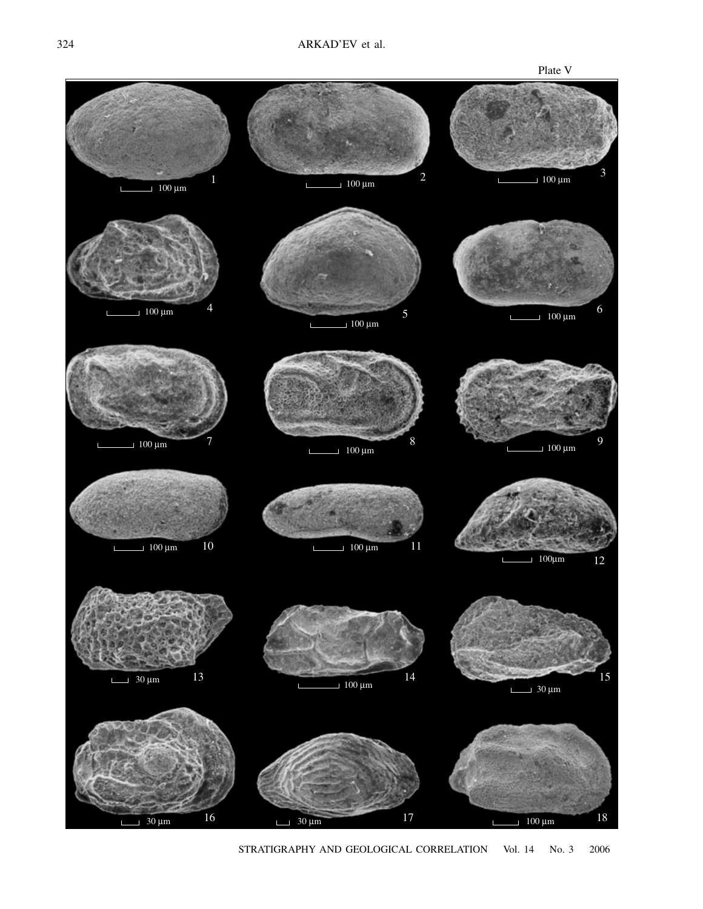Plate V

1 — 100 μm
2 — 100 μm
3 — 100 μm
4 — 100 μm
5 — 100 μm
6 — 100 μm
7 — 100 μm
8 — 100 μm
9 — 100 μm
10 — 100 μm
11 — 100 μm
12 — 100μm
13 — 30 μm
14 — 100 μm
15 — 30 μm
16 — 30 μm
17 — 30 μm
18 — 100 μm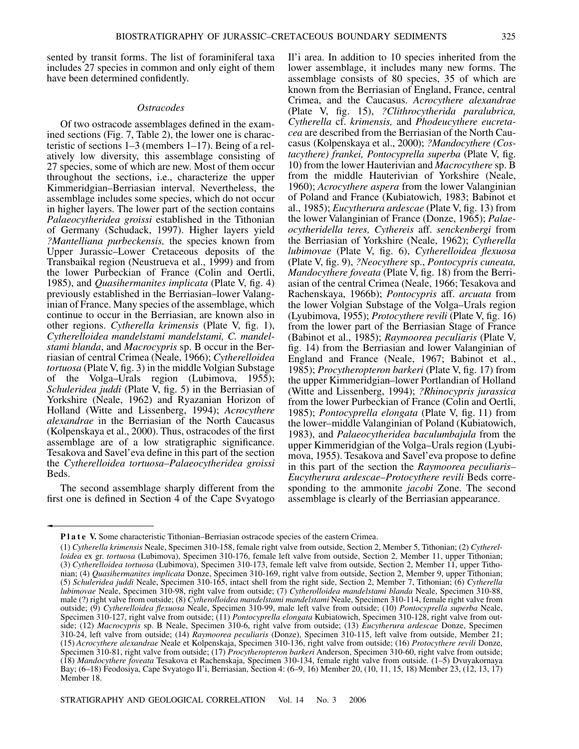sented by transit forms. The list of foraminiferal taxa includes 27 species in common and only eight of them have been determined confidently.

### *Ostracodes*

Of two ostracode assemblages defined in the examined sections (Fig. 7, Table 2), the lower one is characteristic of sections 1–3 (members 1–17). Being of a relatively low diversity, this assemblage consisting of 27 species, some of which are new. Most of them occur throughout the sections, i.e., characterize the upper Kimmeridgian–Berriasian interval. Nevertheless, the assemblage includes some species, which do not occur in higher layers. The lower part of the section contains *Palaeocytheridea groissi* established in the Tithonian of Germany (Schudack, 1997). Higher layers yield *?Mantelliana purbeckensis,* the species known from Upper Jurassic–Lower Cretaceous deposits of the Transbaikal region (Neustrueva et al., 1999) and from the lower Purbeckian of France (Colin and Oertli, 1985), and *Quasihermanites implicata* (Plate V, fig. 4) previously established in the Berriasian–lower Valanginian of France. Many species of the assemblage, which continue to occur in the Berriasian, are known also in other regions. *Cytherella krimensis* (Plate V, fig. 1), *Cytherelloidea mandelstami mandelstami, C. mandelstami blanda*, and *Macrocypris* sp. B occur in the Berriasian of central Crimea (Neale, 1966); *Cytherelloidea tortuosa* (Plate V, fig. 3) in the middle Volgian Substage of the Volga–Urals region (Lubimova, 1955); *Schuleridea juddi* (Plate V, fig. 5) in the Berriasian of Yorkshire (Neale, 1962) and Ryazanian Horizon of Holland (Witte and Lissenberg, 1994); *Acrocythere alexandrae* in the Berriasian of the North Caucasus (Kolpenskaya et al., 2000). Thus, ostracodes of the first assemblage are of a low stratigraphic significance. Tesakova and Savel'eva define in this part of the section the *Cytherelloidea tortuosa–Palaeocytheridea groissi* Beds.

The second assemblage sharply different from the first one is defined in Section 4 of the Cape Svyatogo Il'i area. In addition to 10 species inherited from the lower assemblage, it includes many new forms. The assemblage consists of 80 species, 35 of which are known from the Berriasian of England, France, central Crimea, and the Caucasus. *Acrocythere alexandrae* (Plate V, fig. 15), *?Clithrocytherida paralubrica, Cytherella* cf. *krimensis,* and *Phodeucythere eucretacea* are described from the Berriasian of the North Caucasus (Kolpenskaya et al., 2000); *?Mandocythere (Costacythere) frankei, Pontocyprella superba* (Plate V, fig. 10) from the lower Hauterivian and *Macrocythere* sp. B from the middle Hauterivian of Yorkshire (Neale, 1960); *Acrocythere aspera* from the lower Valanginian of Poland and France (Kubiatowich, 1983; Babinot et al., 1985); *Eucytherura ardescae* (Plate V, fig. 13) from the lower Valanginian of France (Donze, 1965); *Palaeocytheridella teres, Cythereis* aff. *senckenbergi* from the Berriasian of Yorkshire (Neale, 1962); *Cytherella lubimovae* (Plate V, fig. 6), *Cytherelloidea flexuosa* (Plate V, fig. 9), *?Neocythere* sp., *Pontocypris cuneata, Mandocythere foveata* (Plate V, fig. 18) from the Berriasian of the central Crimea (Neale, 1966; Tesakova and Rachenskaya, 1966b); *Pontocypris* aff. *arcuata* from the lower Volgian Substage of the Volga–Urals region (Lyubimova, 1955); *Protocythere revili* (Plate V, fig. 16) from the lower part of the Berriasian Stage of France (Babinot et al., 1985); *Raymoorea peculiaris* (Plate V, fig. 14) from the Berriasian and lower Valanginian of England and France (Neale, 1967; Babinot et al., 1985); *Procytheropteron barkeri* (Plate V, fig. 17) from the upper Kimmeridgian–lower Portlandian of Holland (Witte and Lissenberg, 1994); *?Rhinocypris jurassica* from the lower Purbeckian of France (Colin and Oertli, 1985); *Pontocyprella elongata* (Plate V, fig. 11) from the lower–middle Valanginian of Poland (Kubiatowich, 1983), and *Palaeocytheridea baculumbajula* from the upper Kimmeridgian of the Volga–Urals region (Lyubimova, 1955). Tesakova and Savel'eva propose to define in this part of the section the *Raymoorea peculiaris–Eucytherura ardescae–Protocythere revili* Beds corresponding to the ammonite *jacobi* Zone. The second assemblage is clearly of the Berriasian appearance.

**Plate V.** Some characteristic Tithonian–Berriasian ostracode species of the eastern Crimea.

(1) *Cytherella krimensis* Neale, Specimen 310-158, female right valve from outside, Section 2, Member 5, Tithonian; (2) *Cytherelloidea* ex gr. *tortuosa* (Lubimova), Specimen 310-176, female left valve from outside, Section 2, Member 11, upper Tithonian; (3) *Cytherelloidea tortuosa* (Lubimova), Specimen 310-173, female left valve from outside, Section 2, Member 11, upper Tithonian; (4) *Quasihermanites implicata* Donze, Specimen 310-169, right valve from outside, Section 2, Member 9, upper Tithonian; (5) *Schuleridea juddi* Neale, Specimen 310-165, intact shell from the right side, Section 2, Member 7, Tithonian; (6) *Cytherella lubimovae* Neale, Specimen 310-98, right valve from outside; (7) *Cytherolloidea mandelstami blanda* Neale, Specimen 310-88, male (?) right valve from outside; (8) *Cytherolloidea mandelstami mandelstami* Neale, Specimen 310-114, female right valve from outside; (9) *Cytherelloidea flexuosa* Neale, Specimen 310-99, male left valve from outside; (10) *Pontocyprella superba* Neale, Specimen 310-127, right valve from outside; (11) *Pontocyprella elongata* Kubiatowich, Specimen 310-128, right valve from outside; (12) *Macrocypris* sp. B Neale, Specimen 310-6, right valve from outside; (13) *Eucytherura ardescae* Donze, Specimen 310-24, left valve from outside; (14) *Raymoorea peculiaris* (Donze), Specimen 310-115, left valve from outside, Member 21; (15) *Acrocythere alexandrae* Neale et Kolpenskaja, Specimen 310-136, right valve from outside; (16) *Protocythere revili* Donze, Specimen 310-81, right valve from outside; (17) *Procytheropteron barkeri* Anderson, Specimen 310-60, right valve from outside; (18) *Mandocythere foveata* Tesakova et Rachenskaja, Specimen 310-134, female right valve from outside. (1–5) Dvuyakornaya Bay; (6–18) Feodosiya, Cape Svyatogo Il'i, Berriasian, Section 4: (6–9, 16) Member 20, (10, 11, 15, 18) Member 23, (12, 13, 17) Member 18.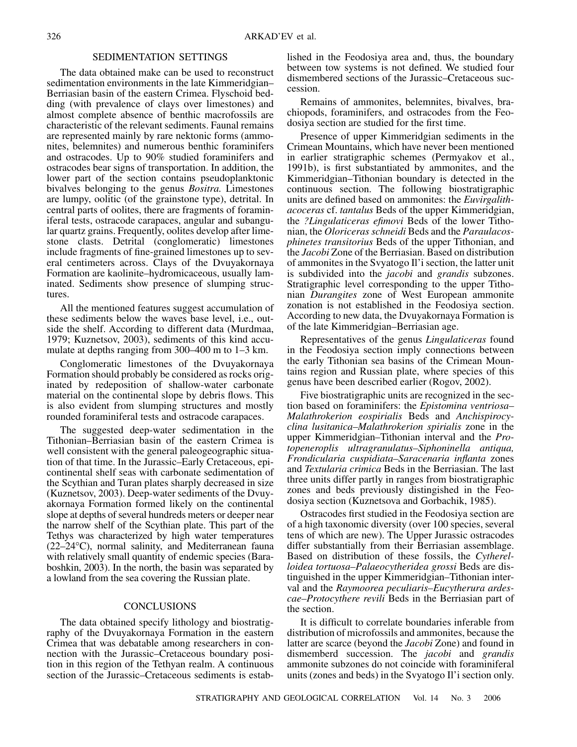## SEDIMENTATION SETTINGS

The data obtained make can be used to reconstruct sedimentation environments in the late Kimmeridgian–Berriasian basin of the eastern Crimea. Flyschoid bedding (with prevalence of clays over limestones) and almost complete absence of benthic macrofossils are characteristic of the relevant sediments. Faunal remains are represented mainly by rare nektonic forms (ammonites, belemnites) and numerous benthic foraminifers and ostracodes. Up to 90% studied foraminifers and ostracodes bear signs of transportation. In addition, the lower part of the section contains pseudoplanktonic bivalves belonging to the genus *Bositra.* Limestones are lumpy, oolitic (of the grainstone type), detrital. In central parts of oolites, there are fragments of foraminiferal tests, ostracode carapaces, angular and subangular quartz grains. Frequently, oolites develop after limestone clasts. Detrital (conglomeratic) limestones include fragments of fine-grained limestones up to several centimeters across. Clays of the Dvuyakornaya Formation are kaolinite–hydromicaceous, usually laminated. Sediments show presence of slumping structures.

All the mentioned features suggest accumulation of these sediments below the waves base level, i.e., outside the shelf. According to different data (Murdmaa, 1979; Kuznetsov, 2003), sediments of this kind accumulate at depths ranging from 300–400 m to 1–3 km.

Conglomeratic limestones of the Dvuyakornaya Formation should probably be considered as rocks originated by redeposition of shallow-water carbonate material on the continental slope by debris flows. This is also evident from slumping structures and mostly rounded foraminiferal tests and ostracode carapaces.

The suggested deep-water sedimentation in the Tithonian–Berriasian basin of the eastern Crimea is well consistent with the general paleogeographic situation of that time. In the Jurassic–Early Cretaceous, epicontinental shelf seas with carbonate sedimentation of the Scythian and Turan plates sharply decreased in size (Kuznetsov, 2003). Deep-water sediments of the Dvuyakornaya Formation formed likely on the continental slope at depths of several hundreds meters or deeper near the narrow shelf of the Scythian plate. This part of the Tethys was characterized by high water temperatures (22–24°C), normal salinity, and Mediterranean fauna with relatively small quantity of endemic species (Baraboshkin, 2003). In the north, the basin was separated by a lowland from the sea covering the Russian plate.

## CONCLUSIONS

The data obtained specify lithology and biostratigraphy of the Dvuyakornaya Formation in the eastern Crimea that was debatable among researchers in connection with the Jurassic–Cretaceous boundary position in this region of the Tethyan realm. A continuous section of the Jurassic–Cretaceous sediments is established in the Feodosiya area and, thus, the boundary between tow systems is not defined. We studied four dismembered sections of the Jurassic–Cretaceous succession.

Remains of ammonites, belemnites, bivalves, brachiopods, foraminifers, and ostracodes from the Feodosiya section are studied for the first time.

Presence of upper Kimmeridgian sediments in the Crimean Mountains, which have never been mentioned in earlier stratigraphic schemes (Permyakov et al., 1991b), is first substantiated by ammonites, and the Kimmeridgian–Tithonian boundary is detected in the continuous section. The following biostratigraphic units are defined based on ammonites: the *Euvirgalithacoceras* cf. *tantalus* Beds of the upper Kimmeridgian, the *?Lingulaticeras efimovi* Beds of the lower Tithonian, the *Oloriceras schneidi* Beds and the *Paraulacosphinetes transitorius* Beds of the upper Tithonian, and the *Jacobi* Zone of the Berriasian. Based on distribution of ammonites in the Svyatogo Il'i section, the latter unit is subdivided into the *jacobi* and *grandis* subzones. Stratigraphic level corresponding to the upper Tithonian *Durangites* zone of West European ammonite zonation is not established in the Feodosiya section. According to new data, the Dvuyakornaya Formation is of the late Kimmeridgian–Berriasian age.

Representatives of the genus *Lingulaticeras* found in the Feodosiya section imply connections between the early Tithonian sea basins of the Crimean Mountains region and Russian plate, where species of this genus have been described earlier (Rogov, 2002).

Five biostratigraphic units are recognized in the section based on foraminifers: the *Epistomina ventriosa–Malathrokerion eospirialis* Beds and *Anchispirocyclina lusitanica–Malathrokerion spirialis* zone in the upper Kimmeridgian–Tithonian interval and the *Protopeneroplis ultragranulatus–Siphoninella antiqua, Frondicularia cuspidiata–Saracenaria inflanta* zones and *Textularia crimica* Beds in the Berriasian. The last three units differ partly in ranges from biostratigraphic zones and beds previously distinguished in the Feodosiya section (Kuznetsova and Gorbachik, 1985).

Ostracodes first studied in the Feodosiya section are of a high taxonomic diversity (over 100 species, several tens of which are new). The Upper Jurassic ostracodes differ substantially from their Berriasian assemblage. Based on distribution of these fossils, the *Cytherelloidea tortuosa–Palaeocytheridea grossi* Beds are distinguished in the upper Kimmeridgian–Tithonian interval and the *Raymoorea peculiaris–Eucytherura ardescae–Protocythere revili* Beds in the Berriasian part of the section.

It is difficult to correlate boundaries inferable from distribution of microfossils and ammonites, because the latter are scarce (beyond the *Jacobi* Zone) and found in dismemberd succession. The *jacobi* and *grandis* ammonite subzones do not coincide with foraminiferal units (zones and beds) in the Svyatogo Il'i section only.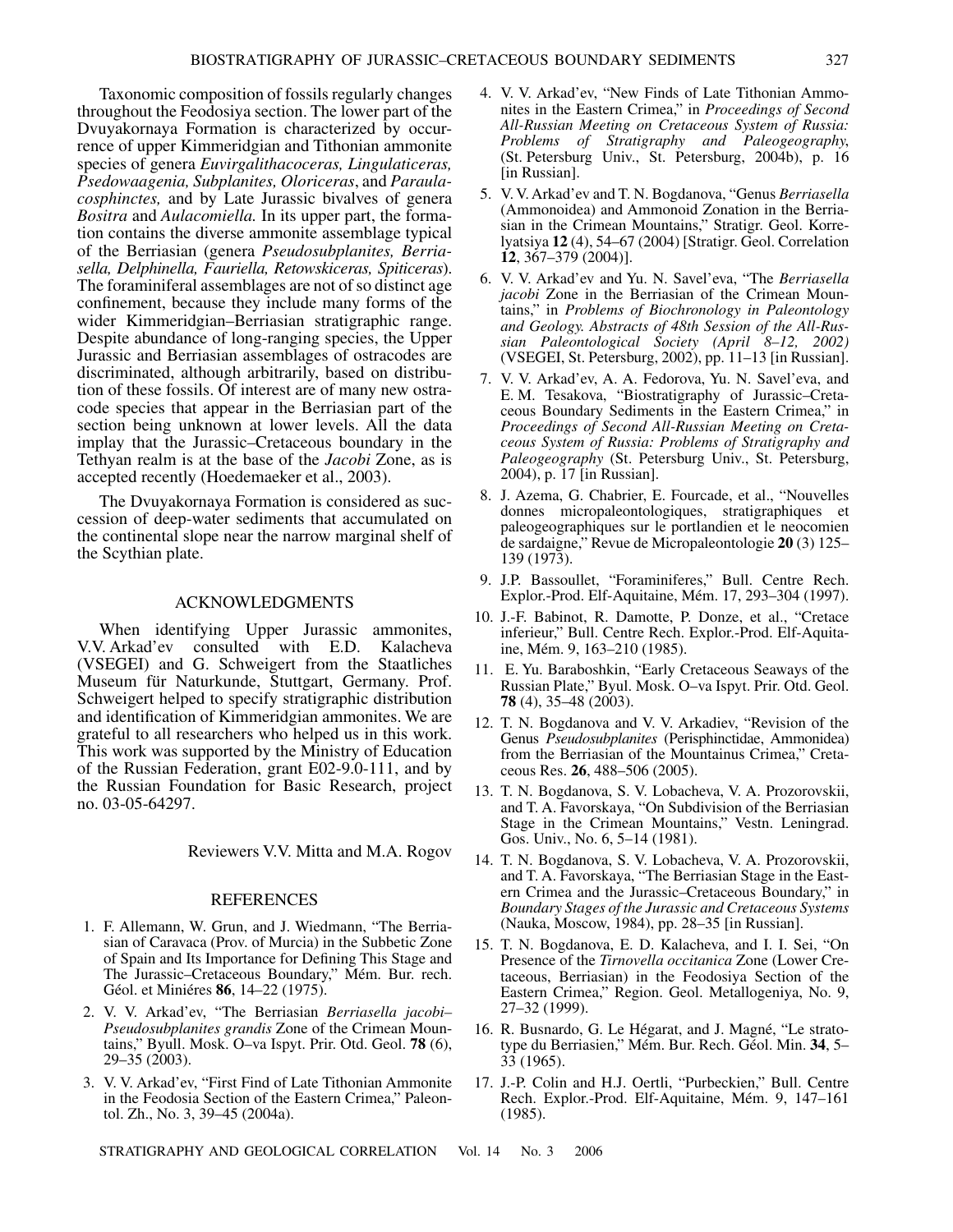Taxonomic composition of fossils regularly changes throughout the Feodosiya section. The lower part of the Dvuyakornaya Formation is characterized by occurrence of upper Kimmeridgian and Tithonian ammonite species of genera *Euvirgalithacoceras, Lingulaticeras, Psedowaagenia, Subplanites, Oloriceras*, and *Paraulacosphinctes,* and by Late Jurassic bivalves of genera *Bositra* and *Aulacomiella.* In its upper part, the formation contains the diverse ammonite assemblage typical of the Berriasian (genera *Pseudosubplanites, Berriasella, Delphinella, Fauriella, Retowskiceras, Spiticeras*). The foraminiferal assemblages are not of so distinct age confinement, because they include many forms of the wider Kimmeridgian–Berriasian stratigraphic range. Despite abundance of long-ranging species, the Upper Jurassic and Berriasian assemblages of ostracodes are discriminated, although arbitrarily, based on distribution of these fossils. Of interest are of many new ostracode species that appear in the Berriasian part of the section being unknown at lower levels. All the data implay that the Jurassic–Cretaceous boundary in the Tethyan realm is at the base of the *Jacobi* Zone, as is accepted recently (Hoedemaeker et al., 2003).

The Dvuyakornaya Formation is considered as succession of deep-water sediments that accumulated on the continental slope near the narrow marginal shelf of the Scythian plate.

## ACKNOWLEDGMENTS

When identifying Upper Jurassic ammonites, V.V. Arkad'ev consulted with E.D. Kalacheva (VSEGEI) and G. Schweigert from the Staatliches Museum für Naturkunde, Stuttgart, Germany. Prof. Schweigert helped to specify stratigraphic distribution and identification of Kimmeridgian ammonites. We are grateful to all researchers who helped us in this work. This work was supported by the Ministry of Education of the Russian Federation, grant E02-9.0-111, and by the Russian Foundation for Basic Research, project no. 03-05-64297.

Reviewers V.V. Mitta and M.A. Rogov

## REFERENCES

1. F. Allemann, W. Grun, and J. Wiedmann, "The Berriasian of Caravaca (Prov. of Murcia) in the Subbetic Zone of Spain and Its Importance for Defining This Stage and The Jurassic–Cretaceous Boundary," Mém. Bur. rech. Géol. et Miniéres **86**, 14–22 (1975).
2. V. V. Arkad'ev, "The Berriasian *Berriasella jacobi–Pseudosubplanites grandis* Zone of the Crimean Mountains," Byull. Mosk. O–va Ispyt. Prir. Otd. Geol. **78** (6), 29–35 (2003).
3. V. V. Arkad'ev, "First Find of Late Tithonian Ammonite in the Feodosia Section of the Eastern Crimea," Paleontol. Zh., No. 3, 39–45 (2004a).
4. V. V. Arkad'ev, "New Finds of Late Tithonian Ammonites in the Eastern Crimea," in *Proceedings of Second All-Russian Meeting on Cretaceous System of Russia: Problems of Stratigraphy and Paleogeography*, (St. Petersburg Univ., St. Petersburg, 2004b), p. 16 [in Russian].
5. V. V. Arkad'ev and T. N. Bogdanova, "Genus *Berriasella* (Ammonoidea) and Ammonoid Zonation in the Berriasian in the Crimean Mountains," Stratigr. Geol. Korrelyatsiya **12** (4), 54–67 (2004) [Stratigr. Geol. Correlation **12**, 367–379 (2004)].
6. V. V. Arkad'ev and Yu. N. Savel'eva, "The *Berriasella jacobi* Zone in the Berriasian of the Crimean Mountains," in *Problems of Biochronology in Paleontology and Geology. Abstracts of 48th Session of the All-Russian Paleontological Society (April 8–12, 2002)* (VSEGEI, St. Petersburg, 2002), pp. 11–13 [in Russian].
7. V. V. Arkad'ev, A. A. Fedorova, Yu. N. Savel'eva, and E. M. Tesakova, "Biostratigraphy of Jurassic–Cretaceous Boundary Sediments in the Eastern Crimea," in *Proceedings of Second All-Russian Meeting on Cretaceous System of Russia: Problems of Stratigraphy and Paleogeography* (St. Petersburg Univ., St. Petersburg, 2004), p. 17 [in Russian].
8. J. Azema, G. Chabrier, E. Fourcade, et al., "Nouvelles donnes micropaleontologiques, stratigraphiques et paleogeographiques sur le portlandien et le neocomien de sardaigne," Revue de Micropaleontologie **20** (3) 125–139 (1973).
9. J.P. Bassoullet, "Foraminiferes," Bull. Centre Rech. Explor.-Prod. Elf-Aquitaine, Mém. 17, 293–304 (1997).
10. J.-F. Babinot, R. Damotte, P. Donze, et al., "Cretace inferieur," Bull. Centre Rech. Explor.-Prod. Elf-Aquitaine, Mém. 9, 163–210 (1985).
11. E. Yu. Baraboshkin, "Early Cretaceous Seaways of the Russian Plate," Byul. Mosk. O–va Ispyt. Prir. Otd. Geol. **78** (4), 35–48 (2003).
12. T. N. Bogdanova and V. V. Arkadiev, "Revision of the Genus *Pseudosubplanites* (Perisphinctidae, Ammonidea) from the Berriasian of the Mountainus Crimea," Cretaceous Res. **26**, 488–506 (2005).
13. T. N. Bogdanova, S. V. Lobacheva, V. A. Prozorovskii, and T. A. Favorskaya, "On Subdivision of the Berriasian Stage in the Crimean Mountains," Vestn. Leningrad. Gos. Univ., No. 6, 5–14 (1981).
14. T. N. Bogdanova, S. V. Lobacheva, V. A. Prozorovskii, and T. A. Favorskaya, "The Berriasian Stage in the Eastern Crimea and the Jurassic–Cretaceous Boundary," in *Boundary Stages of the Jurassic and Cretaceous Systems* (Nauka, Moscow, 1984), pp. 28–35 [in Russian].
15. T. N. Bogdanova, E. D. Kalacheva, and I. I. Sei, "On Presence of the *Tirnovella occitanica* Zone (Lower Cretaceous, Berriasian) in the Feodosiya Section of the Eastern Crimea," Region. Geol. Metallogeniya, No. 9, 27–32 (1999).
16. R. Busnardo, G. Le Hégarat, and J. Magné, "Le stratotype du Berriasien," Mém. Bur. Rech. Géol. Min. **34**, 5–33 (1965).
17. J.-P. Colin and H.J. Oertli, "Purbeckien," Bull. Centre Rech. Explor.-Prod. Elf-Aquitaine, Mém. 9, 147–161 (1985).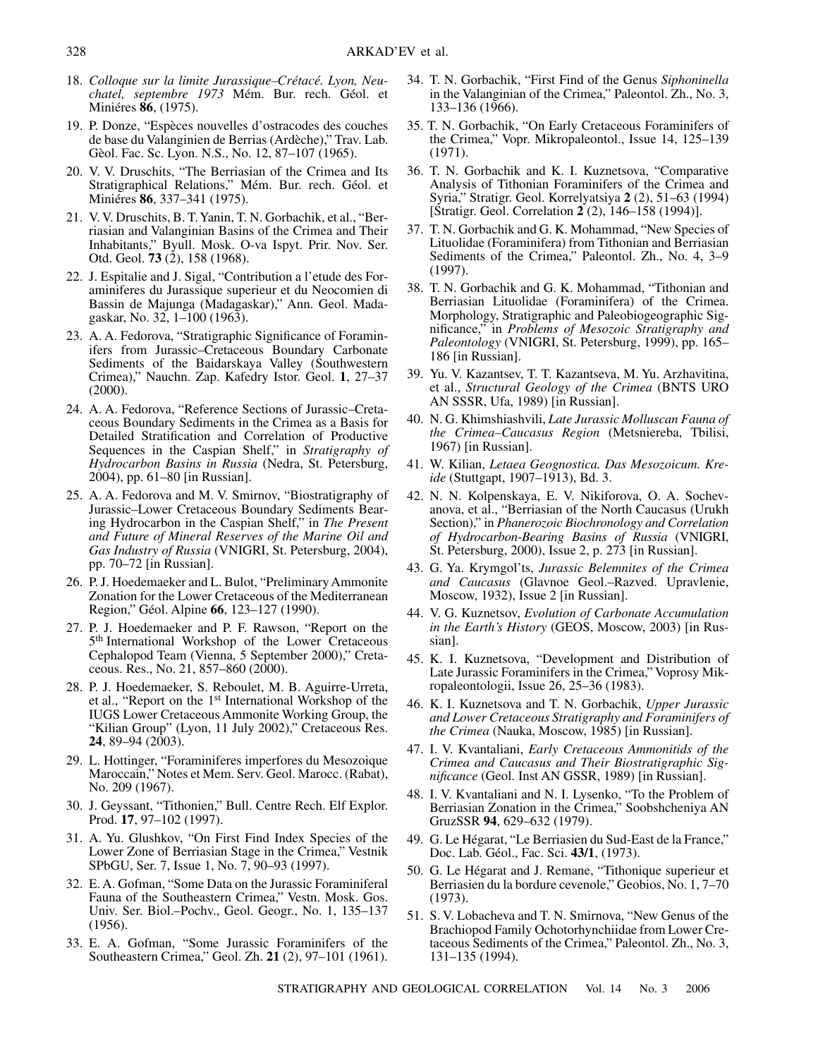18. *Colloque sur la limite Jurassique–Crétacé. Lyon, Neuchatel, septembre 1973* Mém. Bur. rech. Géol. et Miniéres **86**, (1975).

19. P. Donze, "Espèces nouvelles d'ostracodes des couches de base du Valanginien de Berrias (Ardèche)," Trav. Lab. Gèol. Fac. Sc. Lyon. N.S., No. 12, 87–107 (1965).

20. V. V. Druschits, "The Berriasian of the Crimea and Its Stratigraphical Relations," Mém. Bur. rech. Géol. et Miniéres **86**, 337–341 (1975).

21. V. V. Druschits, B. T. Yanin, T. N. Gorbachik, et al., "Berriasian and Valanginian Basins of the Crimea and Their Inhabitants," Byull. Mosk. O-va Ispyt. Prir. Nov. Ser. Otd. Geol. **73** (2), 158 (1968).

22. J. Espitalie and J. Sigal, "Contribution a l'etude des Foraminiferes du Jurassique superieur et du Neocomien di Bassin de Majunga (Madagaskar)," Ann. Geol. Madagaskar, No. 32, 1–100 (1963).

23. A. A. Fedorova, "Stratigraphic Significance of Foraminifers from Jurassic–Cretaceous Boundary Carbonate Sediments of the Baidarskaya Valley (Southwestern Crimea)," Nauchn. Zap. Kafedry Istor. Geol. **1**, 27–37 (2000).

24. A. A. Fedorova, "Reference Sections of Jurassic–Cretaceous Boundary Sediments in the Crimea as a Basis for Detailed Stratification and Correlation of Productive Sequences in the Caspian Shelf," in *Stratigraphy of Hydrocarbon Basins in Russia* (Nedra, St. Petersburg, 2004), pp. 61–80 [in Russian].

25. A. A. Fedorova and M. V. Smirnov, "Biostratigraphy of Jurassic–Lower Cretaceous Boundary Sediments Bearing Hydrocarbon in the Caspian Shelf," in *The Present and Future of Mineral Reserves of the Marine Oil and Gas Industry of Russia* (VNIGRI, St. Petersburg, 2004), pp. 70–72 [in Russian].

26. P. J. Hoedemaeker and L. Bulot, "Preliminary Ammonite Zonation for the Lower Cretaceous of the Mediterranean Region," Géol. Alpine **66**, 123–127 (1990).

27. P. J. Hoedemaeker and P. F. Rawson, "Report on the 5th International Workshop of the Lower Cretaceous Cephalopod Team (Vienna, 5 September 2000)," Cretaceous. Res., No. 21, 857–860 (2000).

28. P. J. Hoedemaeker, S. Reboulet, M. B. Aguirre-Urreta, et al., "Report on the 1st International Workshop of the IUGS Lower Cretaceous Ammonite Working Group, the "Kilian Group" (Lyon, 11 July 2002)," Cretaceous Res. **24**, 89–94 (2003).

29. L. Hottinger, "Foraminiferes imperfores du Mesozoique Maroccain," Notes et Mem. Serv. Geol. Marocc. (Rabat), No. 209 (1967).

30. J. Geyssant, "Tithonien," Bull. Centre Rech. Elf Explor. Prod. **17**, 97–102 (1997).

31. A. Yu. Glushkov, "On First Find Index Species of the Lower Zone of Berriasian Stage in the Crimea," Vestnik SPbGU, Ser. 7, Issue 1, No. 7, 90–93 (1997).

32. E. A. Gofman, "Some Data on the Jurassic Foraminiferal Fauna of the Southeastern Crimea," Vestn. Mosk. Gos. Univ. Ser. Biol.–Pochv., Geol. Geogr., No. 1, 135–137 (1956).

33. E. A. Gofman, "Some Jurassic Foraminifers of the Southeastern Crimea," Geol. Zh. **21** (2), 97–101 (1961).

34. T. N. Gorbachik, "First Find of the Genus *Siphoninella* in the Valanginian of the Crimea," Paleontol. Zh., No. 3, 133–136 (1966).

35. T. N. Gorbachik, "On Early Cretaceous Foraminifers of the Crimea," Vopr. Mikropaleontol., Issue 14, 125–139 (1971).

36. T. N. Gorbachik and K. I. Kuznetsova, "Comparative Analysis of Tithonian Foraminifers of the Crimea and Syria," Stratigr. Geol. Korrelyatsiya **2** (2), 51–63 (1994) [Stratigr. Geol. Correlation **2** (2), 146–158 (1994)].

37. T. N. Gorbachik and G. K. Mohammad, "New Species of Lituolidae (Foraminifera) from Tithonian and Berriasian Sediments of the Crimea," Paleontol. Zh., No. 4, 3–9 (1997).

38. T. N. Gorbachik and G. K. Mohammad, "Tithonian and Berriasian Lituolidae (Foraminifera) of the Crimea. Morphology, Stratigraphic and Paleobiogeographic Significance," in *Problems of Mesozoic Stratigraphy and Paleontology* (VNIGRI, St. Petersburg, 1999), pp. 165–186 [in Russian].

39. Yu. V. Kazantsev, T. T. Kazantseva, M. Yu. Arzhavitina, et al., *Structural Geology of the Crimea* (BNTS URO AN SSSR, Ufa, 1989) [in Russian].

40. N. G. Khimshiashvili, *Late Jurassic Molluscan Fauna of the Crimea–Caucasus Region* (Metsniereba, Tbilisi, 1967) [in Russian].

41. W. Kilian, *Letaea Geognostica. Das Mesozoicum. Kreide* (Stuttgapt, 1907–1913), Bd. 3.

42. N. N. Kolpenskaya, E. V. Nikiforova, O. A. Sochevanova, et al., "Berriasian of the North Caucasus (Urukh Section)," in *Phanerozoic Biochronology and Correlation of Hydrocarbon-Bearing Basins of Russia* (VNIGRI, St. Petersburg, 2000), Issue 2, p. 273 [in Russian].

43. G. Ya. Krymgol'ts, *Jurassic Belemnites of the Crimea and Caucasus* (Glavnoe Geol.–Razved. Upravlenie, Moscow, 1932), Issue 2 [in Russian].

44. V. G. Kuznetsov, *Evolution of Carbonate Accumulation in the Earth's History* (GEOS, Moscow, 2003) [in Russian].

45. K. I. Kuznetsova, "Development and Distribution of Late Jurassic Foraminifers in the Crimea," Voprosy Mikropaleontologii, Issue 26, 25–36 (1983).

46. K. I. Kuznetsova and T. N. Gorbachik, *Upper Jurassic and Lower Cretaceous Stratigraphy and Foraminifers of the Crimea* (Nauka, Moscow, 1985) [in Russian].

47. I. V. Kvantaliani, *Early Cretaceous Ammonitids of the Crimea and Caucasus and Their Biostratigraphic Significance* (Geol. Inst AN GSSR, 1989) [in Russian].

48. I. V. Kvantaliani and N. I. Lysenko, "To the Problem of Berriasian Zonation in the Crimea," Soobshcheniya AN GruzSSR **94**, 629–632 (1979).

49. G. Le Hégarat, "Le Berriasien du Sud-East de la France," Doc. Lab. Géol., Fac. Sci. **43/1**, (1973).

50. G. Le Hégarat and J. Remane, "Tithonique superieur et Berriasien du la bordure cevenole," Geobios, No. 1, 7–70 (1973).

51. S. V. Lobacheva and T. N. Smirnova, "New Genus of the Brachiopod Family Ochotorhynchiidae from Lower Cretaceous Sediments of the Crimea," Paleontol. Zh., No. 3, 131–135 (1994).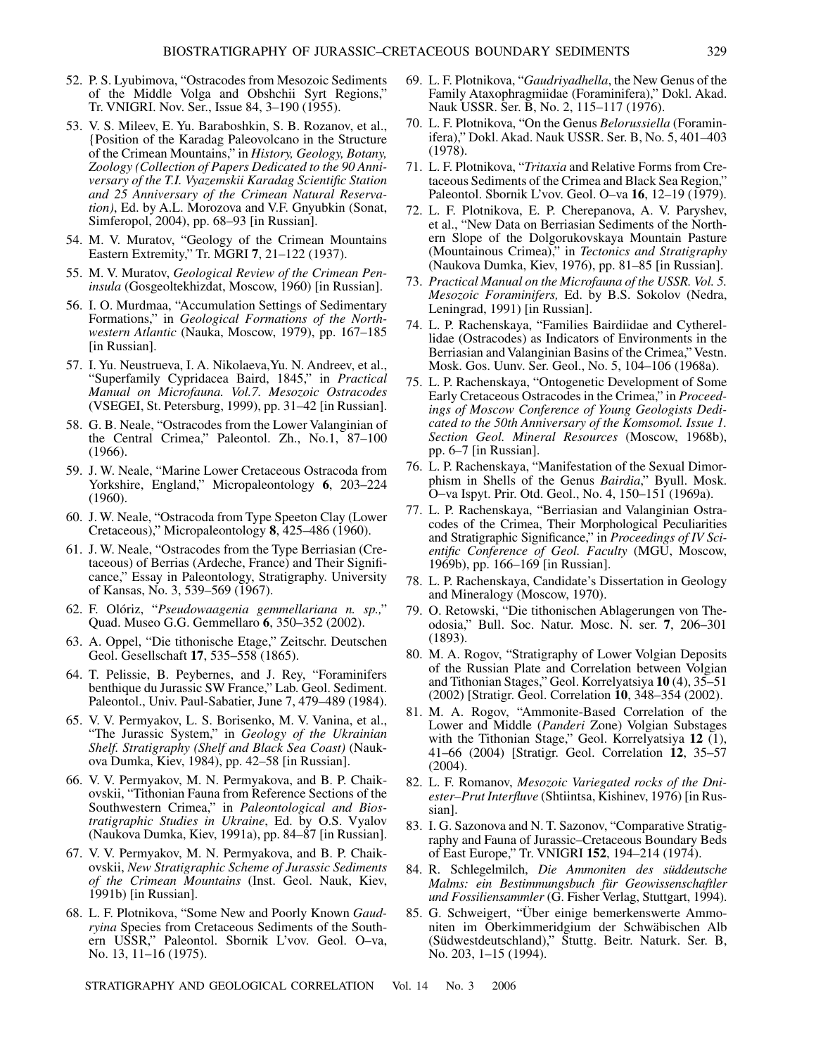52. P. S. Lyubimova, "Ostracodes from Mesozoic Sediments of the Middle Volga and Obshchii Syrt Regions," Tr. VNIGRI. Nov. Ser., Issue 84, 3–190 (1955).

53. V. S. Mileev, E. Yu. Baraboshkin, S. B. Rozanov, et al., {Position of the Karadag Paleovolcano in the Structure of the Crimean Mountains," in *History, Geology, Botany, Zoology (Collection of Papers Dedicated to the 90 Anniversary of the T.I. Vyazemskii Karadag Scientific Station and 25 Anniversary of the Crimean Natural Reservation)*, Ed. by A.L. Morozova and V.F. Gnyubkin (Sonat, Simferopol, 2004), pp. 68–93 [in Russian].

54. M. V. Muratov, "Geology of the Crimean Mountains Eastern Extremity," Tr. MGRI **7**, 21–122 (1937).

55. M. V. Muratov, *Geological Review of the Crimean Peninsula* (Gosgeoltekhizdat, Moscow, 1960) [in Russian].

56. I. O. Murdmaa, "Accumulation Settings of Sedimentary Formations," in *Geological Formations of the Northwestern Atlantic* (Nauka, Moscow, 1979), pp. 167–185 [in Russian].

57. I. Yu. Neustrueva, I. A. Nikolaeva, Yu. N. Andreev, et al., "Superfamily Cypridacea Baird, 1845," in *Practical Manual on Microfauna. Vol.7. Mesozoic Ostracodes* (VSEGEI, St. Petersburg, 1999), pp. 31–42 [in Russian].

58. G. B. Neale, "Ostracodes from the Lower Valanginian of the Central Crimea," Paleontol. Zh., No.1, 87–100 (1966).

59. J. W. Neale, "Marine Lower Cretaceous Ostracoda from Yorkshire, England," Micropaleontology **6**, 203–224 (1960).

60. J. W. Neale, "Ostracoda from Type Speeton Clay (Lower Cretaceous)," Micropaleontology **8**, 425–486 (1960).

61. J. W. Neale, "Ostracodes from the Type Berriasian (Cretaceous) of Berrias (Ardeche, France) and Their Significance," Essay in Paleontology, Stratigraphy. University of Kansas, No. 3, 539–569 (1967).

62. F. Olóriz, "*Pseudowaagenia gemmellariana n. sp.,*" Quad. Museo G.G. Gemmellaro **6**, 350–352 (2002).

63. A. Oppel, "Die tithonische Etage," Zeitschr. Deutschen Geol. Gesellschaft **17**, 535–558 (1865).

64. T. Pelissie, B. Peybernes, and J. Rey, "Foraminifers benthique du Jurassic SW France," Lab. Geol. Sediment. Paleontol., Univ. Paul-Sabatier, June 7, 479–489 (1984).

65. V. V. Permyakov, L. S. Borisenko, M. V. Vanina, et al., "The Jurassic System," in *Geology of the Ukrainian Shelf. Stratigraphy (Shelf and Black Sea Coast)* (Naukova Dumka, Kiev, 1984), pp. 42–58 [in Russian].

66. V. V. Permyakov, M. N. Permyakova, and B. P. Chaikovskii, "Tithonian Fauna from Reference Sections of the Southwestern Crimea," in *Paleontological and Biostratigraphic Studies in Ukraine*, Ed. by O.S. Vyalov (Naukova Dumka, Kiev, 1991a), pp. 84–87 [in Russian].

67. V. V. Permyakov, M. N. Permyakova, and B. P. Chaikovskii, *New Stratigraphic Scheme of Jurassic Sediments of the Crimean Mountains* (Inst. Geol. Nauk, Kiev, 1991b) [in Russian].

68. L. F. Plotnikova, "Some New and Poorly Known *Gaudryina* Species from Cretaceous Sediments of the Southern USSR," Paleontol. Sbornik L'vov. Geol. O–va, No. 13, 11–16 (1975).

69. L. F. Plotnikova, "*Gaudriyadhella*, the New Genus of the Family Ataxophragmiidae (Foraminifera)," Dokl. Akad. Nauk USSR. Ser. B, No. 2, 115–117 (1976).

70. L. F. Plotnikova, "On the Genus *Belorussiella* (Foraminifera)," Dokl. Akad. Nauk USSR. Ser. B, No. 5, 401–403 (1978).

71. L. F. Plotnikova, "*Tritaxia* and Relative Forms from Cretaceous Sediments of the Crimea and Black Sea Region," Paleontol. Sbornik L'vov. Geol. O–va **16**, 12–19 (1979).

72. L. F. Plotnikova, E. P. Cherepanova, A. V. Paryshev, et al., "New Data on Berriasian Sediments of the Northern Slope of the Dolgorukovskaya Mountain Pasture (Mountainous Crimea)," in *Tectonics and Stratigraphy* (Naukova Dumka, Kiev, 1976), pp. 81–85 [in Russian].

73. *Practical Manual on the Microfauna of the USSR. Vol. 5. Mesozoic Foraminifers,* Ed. by B.S. Sokolov (Nedra, Leningrad, 1991) [in Russian].

74. L. P. Rachenskaya, "Families Bairdiidae and Cytherellidae (Ostracodes) as Indicators of Environments in the Berriasian and Valanginian Basins of the Crimea," Vestn. Mosk. Gos. Uunv. Ser. Geol., No. 5, 104–106 (1968a).

75. L. P. Rachenskaya, "Ontogenetic Development of Some Early Cretaceous Ostracodes in the Crimea," in *Proceedings of Moscow Conference of Young Geologists Dedicated to the 50th Anniversary of the Komsomol. Issue 1. Section Geol. Mineral Resources* (Moscow, 1968b), pp. 6–7 [in Russian].

76. L. P. Rachenskaya, "Manifestation of the Sexual Dimorphism in Shells of the Genus *Bairdia*," Byull. Mosk. O–va Ispyt. Prir. Otd. Geol., No. 4, 150–151 (1969a).

77. L. P. Rachenskaya, "Berriasian and Valanginian Ostracodes of the Crimea, Their Morphological Peculiarities and Stratigraphic Significance," in *Proceedings of IV Scientific Conference of Geol. Faculty* (MGU, Moscow, 1969b), pp. 166–169 [in Russian].

78. L. P. Rachenskaya, Candidate's Dissertation in Geology and Mineralogy (Moscow, 1970).

79. O. Retowski, "Die tithonischen Ablagerungen von Theodosia," Bull. Soc. Natur. Mosc. N. ser. **7**, 206–301 (1893).

80. M. A. Rogov, "Stratigraphy of Lower Volgian Deposits of the Russian Plate and Correlation between Volgian and Tithonian Stages," Geol. Korrelyatsiya **10** (4), 35–51 (2002) [Stratigr. Geol. Correlation **10**, 348–354 (2002).

81. M. A. Rogov, "Ammonite-Based Correlation of the Lower and Middle (*Panderi* Zone) Volgian Substages with the Tithonian Stage," Geol. Korrelyatsiya **12** (1), 41–66 (2004) [Stratigr. Geol. Correlation **12**, 35–57 (2004).

82. L. F. Romanov, *Mesozoic Variegated rocks of the Dniester–Prut Interfluve* (Shtiintsa, Kishinev, 1976) [in Russian].

83. I. G. Sazonova and N. T. Sazonov, "Comparative Stratigraphy and Fauna of Jurassic–Cretaceous Boundary Beds of East Europe," Tr. VNIGRI **152**, 194–214 (1974).

84. R. Schlegelmilch, *Die Ammoniten des süddeutsche Malms: ein Bestimmungsbuch für Geowissenschaftler und Fossiliensammler* (G. Fisher Verlag, Stuttgart, 1994).

85. G. Schweigert, "Über einige bemerkenswerte Ammoniten im Oberkimmeridgium der Schwäbischen Alb (Südwestdeutschland)," Stuttg. Beitr. Naturk. Ser. B, No. 203, 1–15 (1994).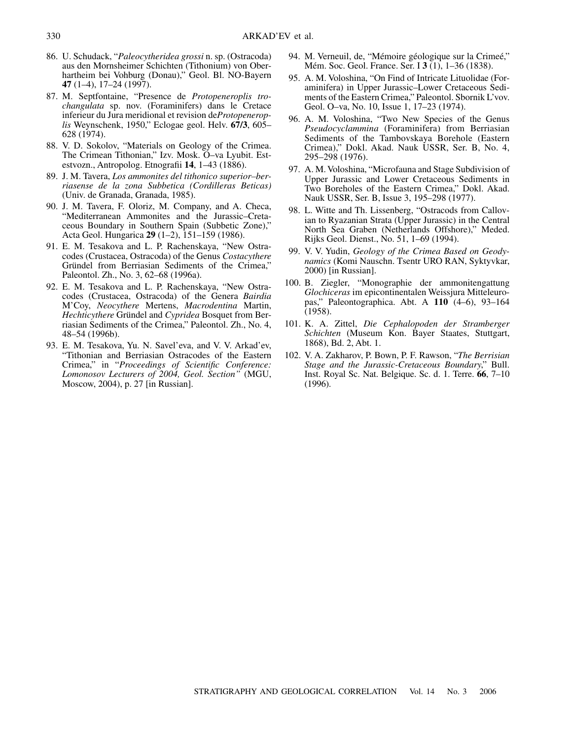86. U. Schudack, "*Paleocytheridea grossi* n. sp. (Ostracoda) aus den Mornsheimer Schichten (Tithonium) von Oberhartheim bei Vohburg (Donau)," Geol. Bl. NO-Bayern **47** (1–4), 17–24 (1997).
87. M. Septfontaine, "Presence de *Protopeneroplis trochangulata* sp. nov. (Foraminifers) dans le Cretace inferieur du Jura meridional et revision de*Protopeneroplis* Weynschenk, 1950," Eclogae geol. Helv. **67/3**, 605–628 (1974).
88. V. D. Sokolov, "Materials on Geology of the Crimea. The Crimean Tithonian," Izv. Mosk. O–va Lyubit. Estestvozn., Antropolog. Etnografii **14**, 1–43 (1886).
89. J. M. Tavera, *Los ammonites del tithonico superior–berriasense de la zona Subbetica (Cordilleras Beticas)* (Univ. de Granada, Granada, 1985).
90. J. M. Tavera, F. Oloriz, M. Company, and A. Checa, "Mediterranean Ammonites and the Jurassic–Cretaceous Boundary in Southern Spain (Subbetic Zone)," Acta Geol. Hungarica **29** (1–2), 151–159 (1986).
91. E. M. Tesakova and L. P. Rachenskaya, "New Ostracodes (Crustacea, Ostracoda) of the Genus *Costacythere* Gründel from Berriasian Sediments of the Crimea," Paleontol. Zh., No. 3, 62–68 (1996a).
92. E. M. Tesakova and L. P. Rachenskaya, "New Ostracodes (Crustacea, Ostracoda) of the Genera *Bairdia* M'Coy, *Neocythere* Mertens, *Macrodentina* Martin, *Hechticythere* Gründel and *Cypridea* Bosquet from Berriasian Sediments of the Crimea," Paleontol. Zh., No. 4, 48–54 (1996b).
93. E. M. Tesakova, Yu. N. Savel'eva, and V. V. Arkad'ev, "Tithonian and Berriasian Ostracodes of the Eastern Crimea," in "*Proceedings of Scientific Conference: Lomonosov Lecturers of 2004, Geol. Section"* (MGU, Moscow, 2004), p. 27 [in Russian].
94. M. Verneuil, de, "Mémoire géologique sur la Crimeé," Mém. Soc. Geol. France. Ser. I **3** (1), 1–36 (1838).
95. A. M. Voloshina, "On Find of Intricate Lituolidae (Foraminifera) in Upper Jurassic–Lower Cretaceous Sediments of the Eastern Crimea," Paleontol. Sbornik L'vov. Geol. O–va, No. 10, Issue 1, 17–23 (1974).
96. A. M. Voloshina, "Two New Species of the Genus *Pseudocyclammina* (Foraminifera) from Berriasian Sediments of the Tambovskaya Borehole (Eastern Crimea)," Dokl. Akad. Nauk USSR, Ser. B, No. 4, 295–298 (1976).
97. A. M. Voloshina, "Microfauna and Stage Subdivision of Upper Jurassic and Lower Cretaceous Sediments in Two Boreholes of the Eastern Crimea," Dokl. Akad. Nauk USSR, Ser. B, Issue 3, 195–298 (1977).
98. L. Witte and Th. Lissenberg, "Ostracods from Callovian to Ryazanian Strata (Upper Jurassic) in the Central North Sea Graben (Netherlands Offshore)," Meded. Rijks Geol. Dienst., No. 51, 1–69 (1994).
99. V. V. Yudin, *Geology of the Crimea Based on Geodynamics* (Komi Nauschn. Tsentr URO RAN, Syktyvkar, 2000) [in Russian].
100. B. Ziegler, "Monographie der ammonitengattung *Glochiceras* im epicontinentalen Weissjura Mitteleuropas," Paleontographica. Abt. A **110** (4–6), 93–164 (1958).
101. K. A. Zittel, *Die Cephalopoden der Stramberger Schichten* (Museum Kon. Bayer Staates, Stuttgart, 1868), Bd. 2, Abt. 1.
102. V. A. Zakharov, P. Bown, P. F. Rawson, "*The Berrisian Stage and the Jurassic-Cretaceous Boundary*," Bull. Inst. Royal Sc. Nat. Belgique. Sc. d. 1. Terre. **66**, 7–10 (1996).